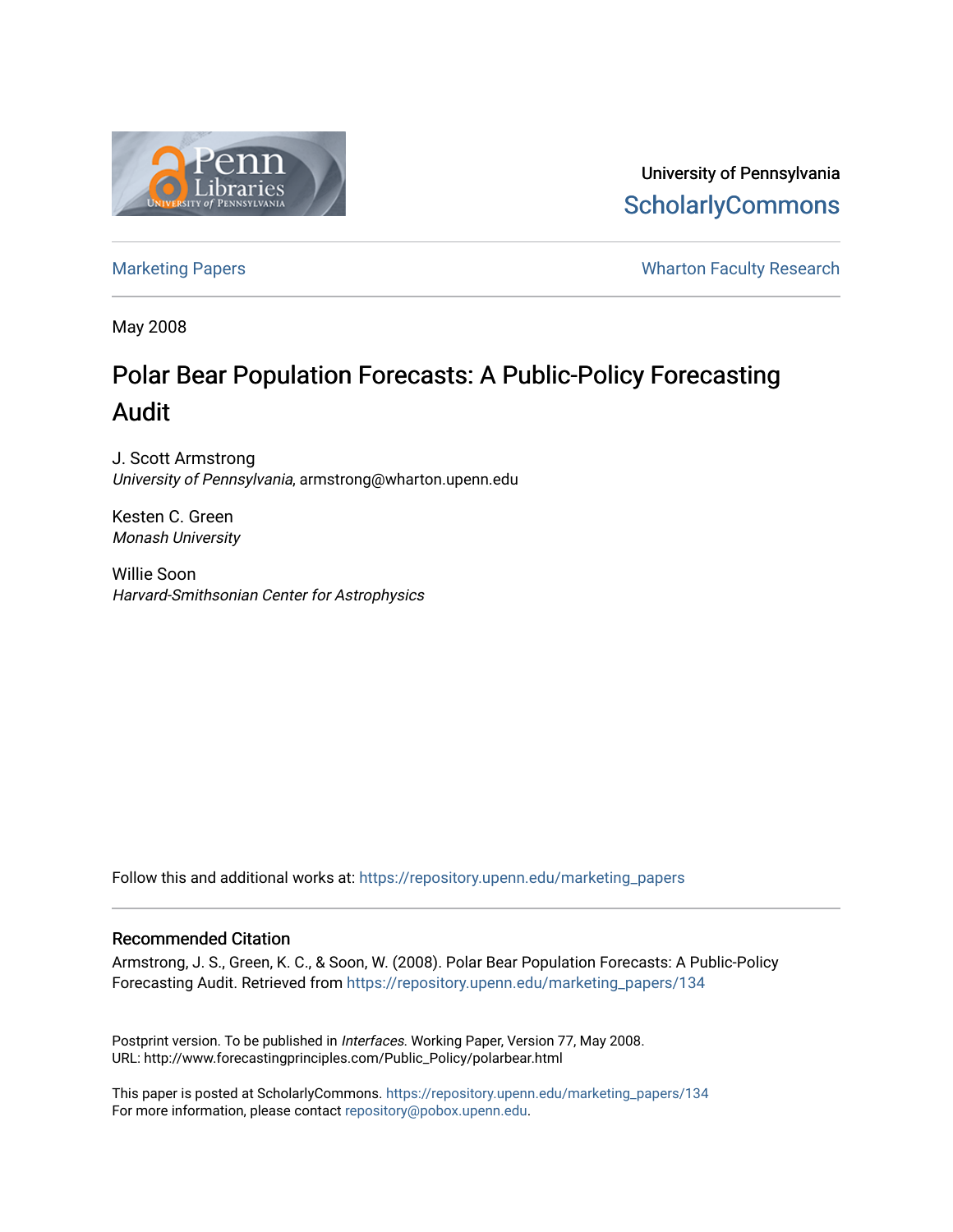University of Pennsylvania
ScholarlyCommons

Marketing Papers | Wharton Faculty Research

May 2008

# Polar Bear Population Forecasts: A Public-Policy Forecasting Audit

J. Scott Armstrong
*University of Pennsylvania*, armstrong@wharton.upenn.edu

Kesten C. Green
*Monash University*

Willie Soon
*Harvard-Smithsonian Center for Astrophysics*

Follow this and additional works at: https://repository.upenn.edu/marketing_papers

### Recommended Citation

Armstrong, J. S., Green, K. C., & Soon, W. (2008). Polar Bear Population Forecasts: A Public-Policy Forecasting Audit. Retrieved from https://repository.upenn.edu/marketing_papers/134

Postprint version. To be published in *Interfaces*. Working Paper, Version 77, May 2008.
URL: http://www.forecastingprinciples.com/Public_Policy/polarbear.html

This paper is posted at ScholarlyCommons. https://repository.upenn.edu/marketing_papers/134
For more information, please contact repository@pobox.upenn.edu.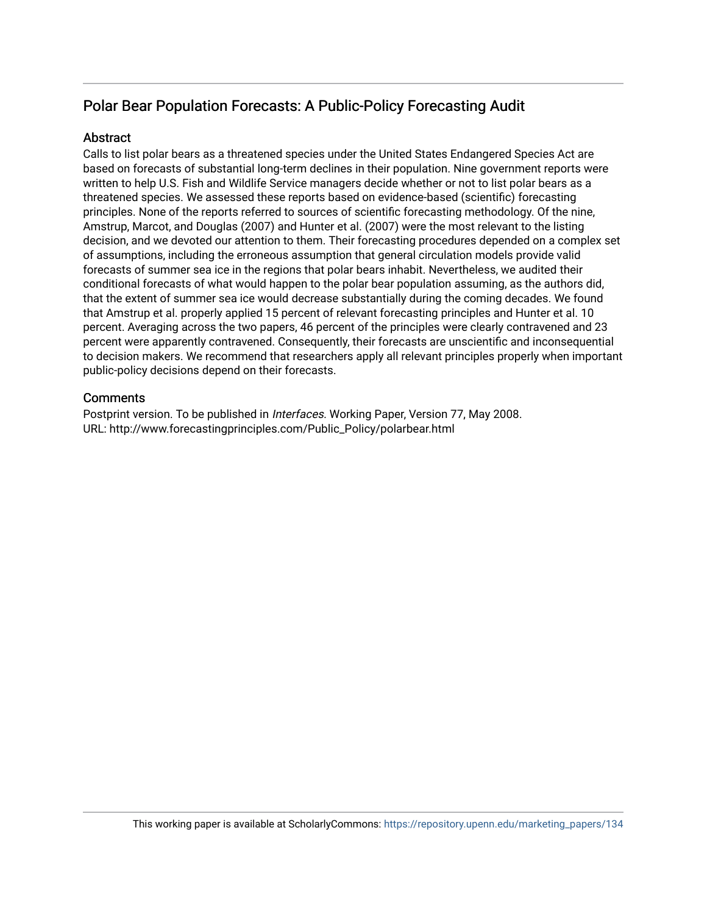## Polar Bear Population Forecasts: A Public-Policy Forecasting Audit

### Abstract

Calls to list polar bears as a threatened species under the United States Endangered Species Act are based on forecasts of substantial long-term declines in their population. Nine government reports were written to help U.S. Fish and Wildlife Service managers decide whether or not to list polar bears as a threatened species. We assessed these reports based on evidence-based (scientific) forecasting principles. None of the reports referred to sources of scientific forecasting methodology. Of the nine, Amstrup, Marcot, and Douglas (2007) and Hunter et al. (2007) were the most relevant to the listing decision, and we devoted our attention to them. Their forecasting procedures depended on a complex set of assumptions, including the erroneous assumption that general circulation models provide valid forecasts of summer sea ice in the regions that polar bears inhabit. Nevertheless, we audited their conditional forecasts of what would happen to the polar bear population assuming, as the authors did, that the extent of summer sea ice would decrease substantially during the coming decades. We found that Amstrup et al. properly applied 15 percent of relevant forecasting principles and Hunter et al. 10 percent. Averaging across the two papers, 46 percent of the principles were clearly contravened and 23 percent were apparently contravened. Consequently, their forecasts are unscientific and inconsequential to decision makers. We recommend that researchers apply all relevant principles properly when important public-policy decisions depend on their forecasts.

### Comments

Postprint version. To be published in *Interfaces*. Working Paper, Version 77, May 2008.
URL: http://www.forecastingprinciples.com/Public_Policy/polarbear.html

This working paper is available at ScholarlyCommons: https://repository.upenn.edu/marketing_papers/134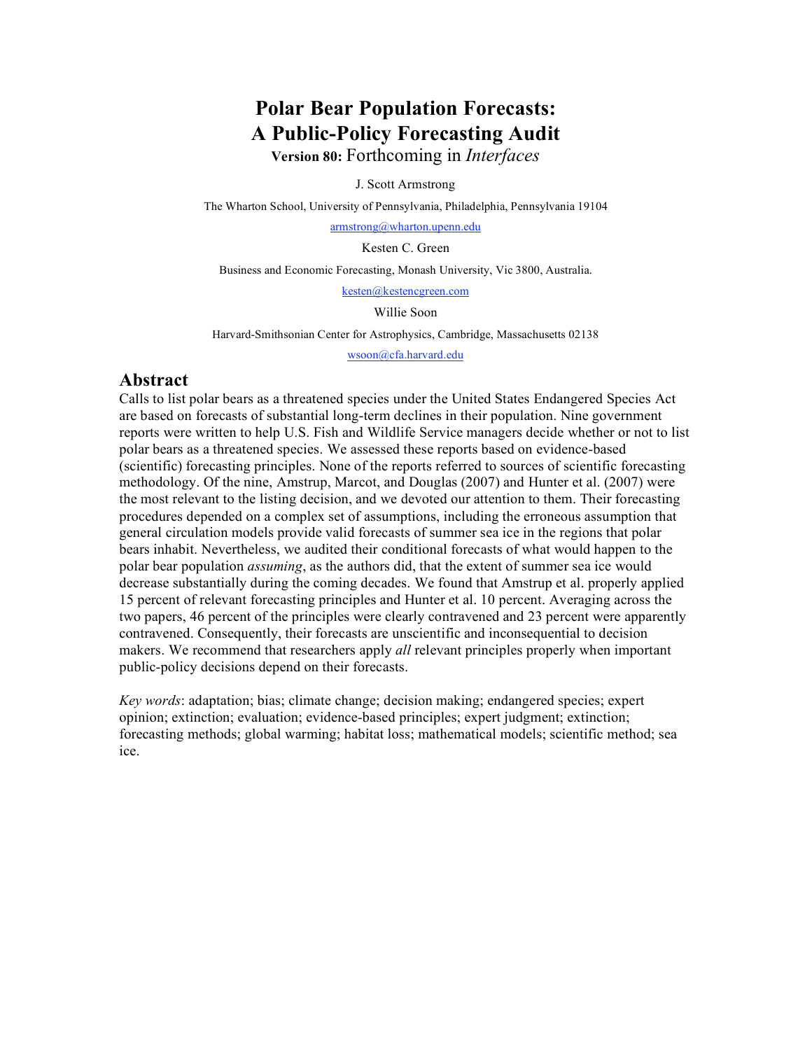# Polar Bear Population Forecasts: A Public-Policy Forecasting Audit

**Version 80:** Forthcoming in *Interfaces*

J. Scott Armstrong

The Wharton School, University of Pennsylvania, Philadelphia, Pennsylvania 19104

armstrong@wharton.upenn.edu

Kesten C. Green

Business and Economic Forecasting, Monash University, Vic 3800, Australia.

kesten@kestencgreen.com

Willie Soon

Harvard-Smithsonian Center for Astrophysics, Cambridge, Massachusetts 02138

wsoon@cfa.harvard.edu

## Abstract

Calls to list polar bears as a threatened species under the United States Endangered Species Act are based on forecasts of substantial long-term declines in their population. Nine government reports were written to help U.S. Fish and Wildlife Service managers decide whether or not to list polar bears as a threatened species. We assessed these reports based on evidence-based (scientific) forecasting principles. None of the reports referred to sources of scientific forecasting methodology. Of the nine, Amstrup, Marcot, and Douglas (2007) and Hunter et al. (2007) were the most relevant to the listing decision, and we devoted our attention to them. Their forecasting procedures depended on a complex set of assumptions, including the erroneous assumption that general circulation models provide valid forecasts of summer sea ice in the regions that polar bears inhabit. Nevertheless, we audited their conditional forecasts of what would happen to the polar bear population *assuming*, as the authors did, that the extent of summer sea ice would decrease substantially during the coming decades. We found that Amstrup et al. properly applied 15 percent of relevant forecasting principles and Hunter et al. 10 percent. Averaging across the two papers, 46 percent of the principles were clearly contravened and 23 percent were apparently contravened. Consequently, their forecasts are unscientific and inconsequential to decision makers. We recommend that researchers apply *all* relevant principles properly when important public-policy decisions depend on their forecasts.

*Key words*: adaptation; bias; climate change; decision making; endangered species; expert opinion; extinction; evaluation; evidence-based principles; expert judgment; extinction; forecasting methods; global warming; habitat loss; mathematical models; scientific method; sea ice.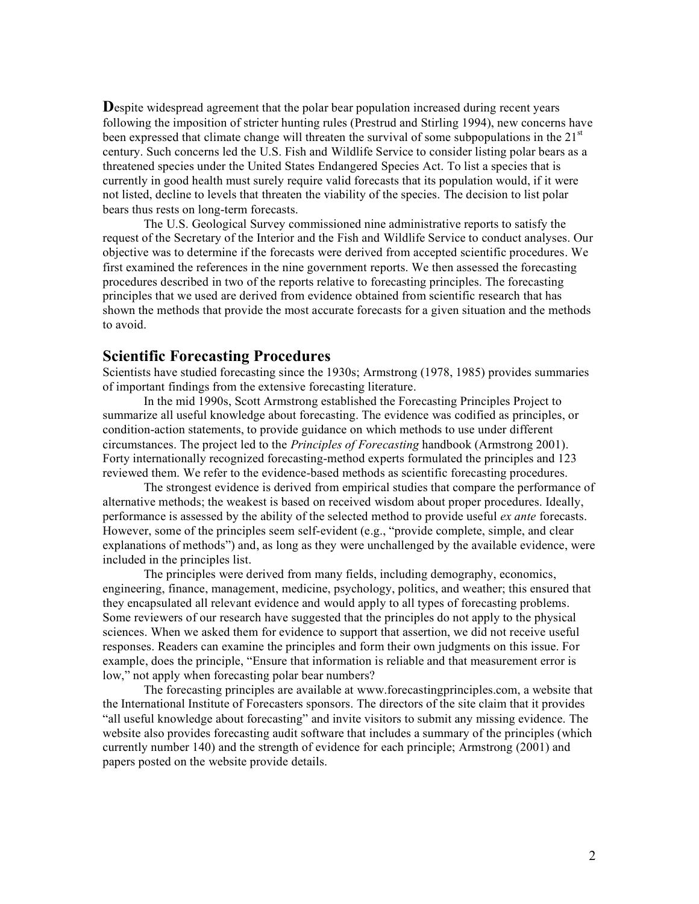**D**espite widespread agreement that the polar bear population increased during recent years following the imposition of stricter hunting rules (Prestrud and Stirling 1994), new concerns have been expressed that climate change will threaten the survival of some subpopulations in the 21st century. Such concerns led the U.S. Fish and Wildlife Service to consider listing polar bears as a threatened species under the United States Endangered Species Act. To list a species that is currently in good health must surely require valid forecasts that its population would, if it were not listed, decline to levels that threaten the viability of the species. The decision to list polar bears thus rests on long-term forecasts.

The U.S. Geological Survey commissioned nine administrative reports to satisfy the request of the Secretary of the Interior and the Fish and Wildlife Service to conduct analyses. Our objective was to determine if the forecasts were derived from accepted scientific procedures. We first examined the references in the nine government reports. We then assessed the forecasting procedures described in two of the reports relative to forecasting principles. The forecasting principles that we used are derived from evidence obtained from scientific research that has shown the methods that provide the most accurate forecasts for a given situation and the methods to avoid.

## Scientific Forecasting Procedures

Scientists have studied forecasting since the 1930s; Armstrong (1978, 1985) provides summaries of important findings from the extensive forecasting literature.

In the mid 1990s, Scott Armstrong established the Forecasting Principles Project to summarize all useful knowledge about forecasting. The evidence was codified as principles, or condition-action statements, to provide guidance on which methods to use under different circumstances. The project led to the *Principles of Forecasting* handbook (Armstrong 2001). Forty internationally recognized forecasting-method experts formulated the principles and 123 reviewed them. We refer to the evidence-based methods as scientific forecasting procedures.

The strongest evidence is derived from empirical studies that compare the performance of alternative methods; the weakest is based on received wisdom about proper procedures. Ideally, performance is assessed by the ability of the selected method to provide useful *ex ante* forecasts. However, some of the principles seem self-evident (e.g., "provide complete, simple, and clear explanations of methods") and, as long as they were unchallenged by the available evidence, were included in the principles list.

The principles were derived from many fields, including demography, economics, engineering, finance, management, medicine, psychology, politics, and weather; this ensured that they encapsulated all relevant evidence and would apply to all types of forecasting problems. Some reviewers of our research have suggested that the principles do not apply to the physical sciences. When we asked them for evidence to support that assertion, we did not receive useful responses. Readers can examine the principles and form their own judgments on this issue. For example, does the principle, "Ensure that information is reliable and that measurement error is low," not apply when forecasting polar bear numbers?

The forecasting principles are available at www.forecastingprinciples.com, a website that the International Institute of Forecasters sponsors. The directors of the site claim that it provides "all useful knowledge about forecasting" and invite visitors to submit any missing evidence. The website also provides forecasting audit software that includes a summary of the principles (which currently number 140) and the strength of evidence for each principle; Armstrong (2001) and papers posted on the website provide details.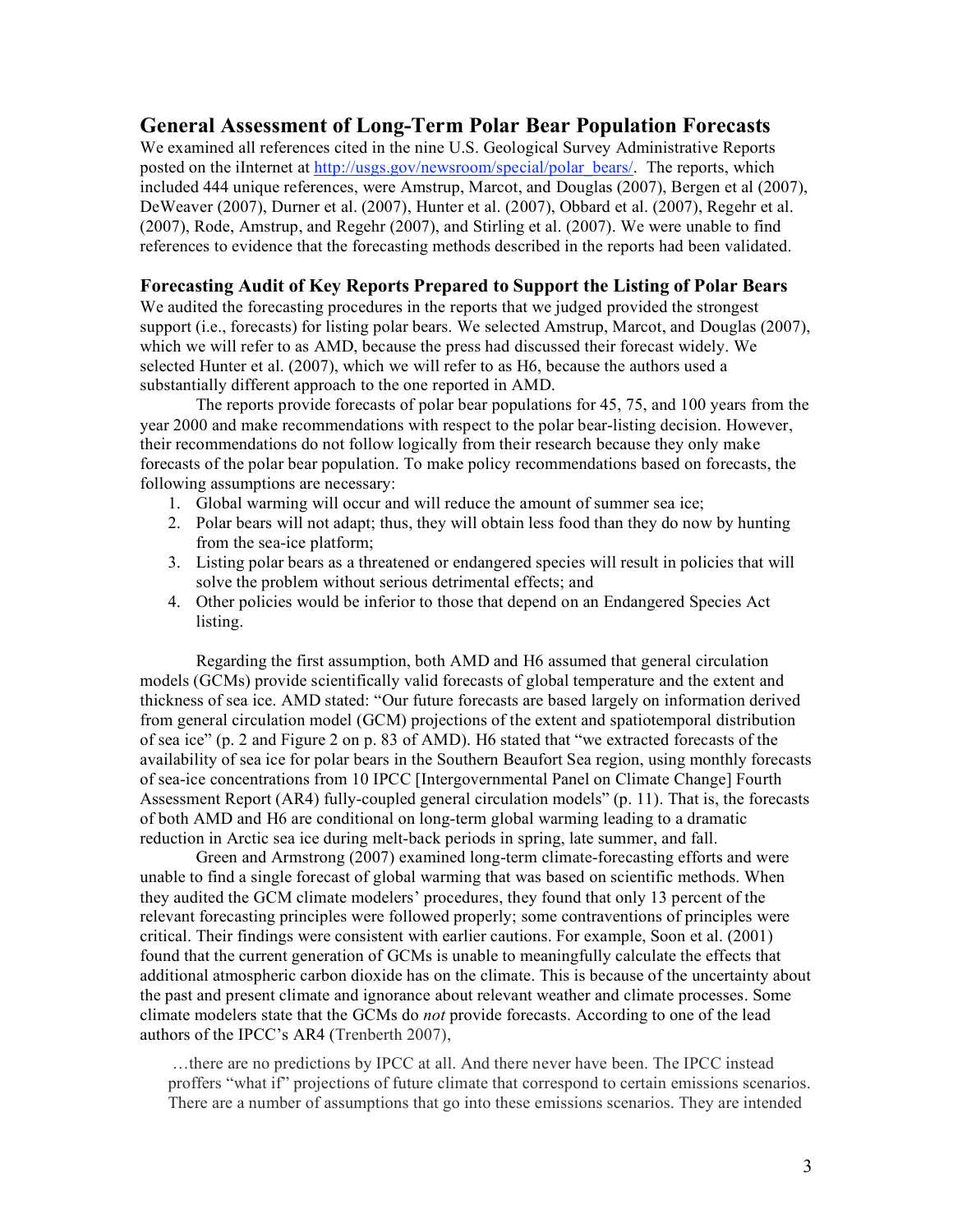## General Assessment of Long-Term Polar Bear Population Forecasts

We examined all references cited in the nine U.S. Geological Survey Administrative Reports posted on the iInternet at http://usgs.gov/newsroom/special/polar_bears/. The reports, which included 444 unique references, were Amstrup, Marcot, and Douglas (2007), Bergen et al (2007), DeWeaver (2007), Durner et al. (2007), Hunter et al. (2007), Obbard et al. (2007), Regehr et al. (2007), Rode, Amstrup, and Regehr (2007), and Stirling et al. (2007). We were unable to find references to evidence that the forecasting methods described in the reports had been validated.

## Forecasting Audit of Key Reports Prepared to Support the Listing of Polar Bears

We audited the forecasting procedures in the reports that we judged provided the strongest support (i.e., forecasts) for listing polar bears. We selected Amstrup, Marcot, and Douglas (2007), which we will refer to as AMD, because the press had discussed their forecast widely. We selected Hunter et al. (2007), which we will refer to as H6, because the authors used a substantially different approach to the one reported in AMD.

The reports provide forecasts of polar bear populations for 45, 75, and 100 years from the year 2000 and make recommendations with respect to the polar bear-listing decision. However, their recommendations do not follow logically from their research because they only make forecasts of the polar bear population. To make policy recommendations based on forecasts, the following assumptions are necessary:

1. Global warming will occur and will reduce the amount of summer sea ice;
2. Polar bears will not adapt; thus, they will obtain less food than they do now by hunting from the sea-ice platform;
3. Listing polar bears as a threatened or endangered species will result in policies that will solve the problem without serious detrimental effects; and
4. Other policies would be inferior to those that depend on an Endangered Species Act listing.

Regarding the first assumption, both AMD and H6 assumed that general circulation models (GCMs) provide scientifically valid forecasts of global temperature and the extent and thickness of sea ice. AMD stated: "Our future forecasts are based largely on information derived from general circulation model (GCM) projections of the extent and spatiotemporal distribution of sea ice" (p. 2 and Figure 2 on p. 83 of AMD). H6 stated that "we extracted forecasts of the availability of sea ice for polar bears in the Southern Beaufort Sea region, using monthly forecasts of sea-ice concentrations from 10 IPCC [Intergovernmental Panel on Climate Change] Fourth Assessment Report (AR4) fully-coupled general circulation models" (p. 11). That is, the forecasts of both AMD and H6 are conditional on long-term global warming leading to a dramatic reduction in Arctic sea ice during melt-back periods in spring, late summer, and fall.

Green and Armstrong (2007) examined long-term climate-forecasting efforts and were unable to find a single forecast of global warming that was based on scientific methods. When they audited the GCM climate modelers' procedures, they found that only 13 percent of the relevant forecasting principles were followed properly; some contraventions of principles were critical. Their findings were consistent with earlier cautions. For example, Soon et al. (2001) found that the current generation of GCMs is unable to meaningfully calculate the effects that additional atmospheric carbon dioxide has on the climate. This is because of the uncertainty about the past and present climate and ignorance about relevant weather and climate processes. Some climate modelers state that the GCMs do *not* provide forecasts. According to one of the lead authors of the IPCC's AR4 (Trenberth 2007),

> …there are no predictions by IPCC at all. And there never have been. The IPCC instead proffers "what if" projections of future climate that correspond to certain emissions scenarios. There are a number of assumptions that go into these emissions scenarios. They are intended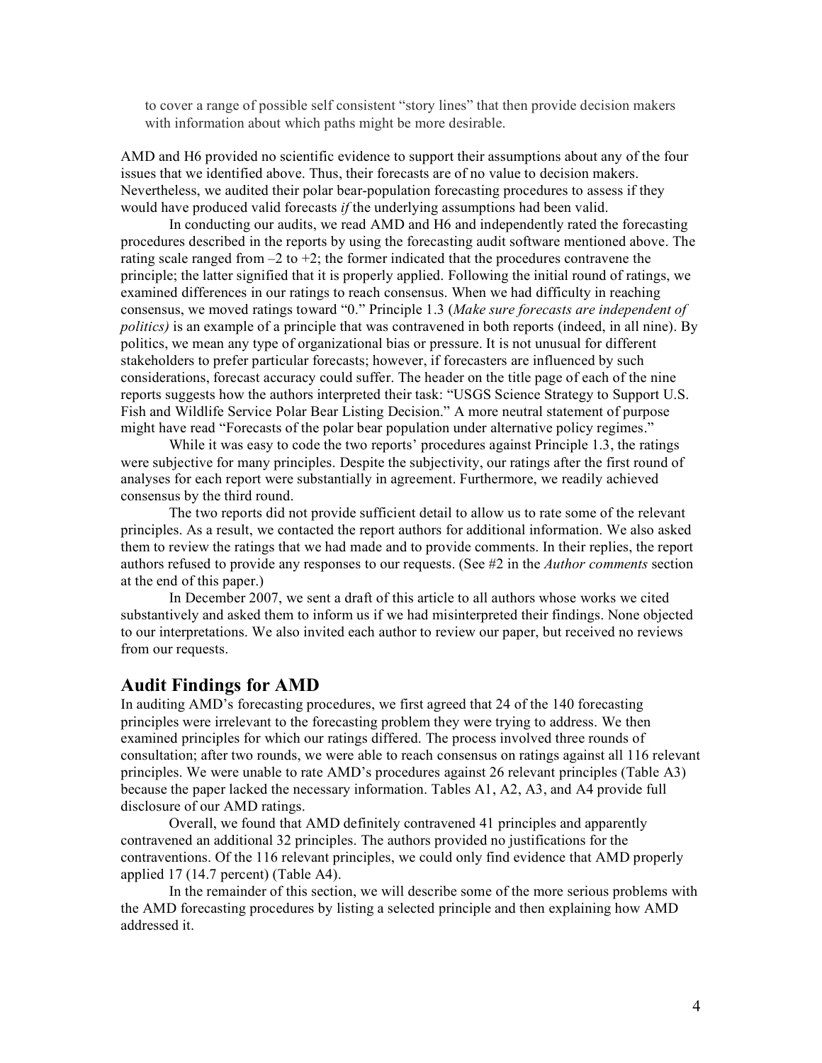to cover a range of possible self consistent "story lines" that then provide decision makers with information about which paths might be more desirable.

AMD and H6 provided no scientific evidence to support their assumptions about any of the four issues that we identified above. Thus, their forecasts are of no value to decision makers. Nevertheless, we audited their polar bear-population forecasting procedures to assess if they would have produced valid forecasts *if* the underlying assumptions had been valid.

In conducting our audits, we read AMD and H6 and independently rated the forecasting procedures described in the reports by using the forecasting audit software mentioned above. The rating scale ranged from –2 to +2; the former indicated that the procedures contravene the principle; the latter signified that it is properly applied. Following the initial round of ratings, we examined differences in our ratings to reach consensus. When we had difficulty in reaching consensus, we moved ratings toward "0." Principle 1.3 (*Make sure forecasts are independent of politics)* is an example of a principle that was contravened in both reports (indeed, in all nine). By politics, we mean any type of organizational bias or pressure. It is not unusual for different stakeholders to prefer particular forecasts; however, if forecasters are influenced by such considerations, forecast accuracy could suffer. The header on the title page of each of the nine reports suggests how the authors interpreted their task: "USGS Science Strategy to Support U.S. Fish and Wildlife Service Polar Bear Listing Decision." A more neutral statement of purpose might have read "Forecasts of the polar bear population under alternative policy regimes."

While it was easy to code the two reports' procedures against Principle 1.3, the ratings were subjective for many principles. Despite the subjectivity, our ratings after the first round of analyses for each report were substantially in agreement. Furthermore, we readily achieved consensus by the third round.

The two reports did not provide sufficient detail to allow us to rate some of the relevant principles. As a result, we contacted the report authors for additional information. We also asked them to review the ratings that we had made and to provide comments. In their replies, the report authors refused to provide any responses to our requests. (See #2 in the *Author comments* section at the end of this paper.)

In December 2007, we sent a draft of this article to all authors whose works we cited substantively and asked them to inform us if we had misinterpreted their findings. None objected to our interpretations. We also invited each author to review our paper, but received no reviews from our requests.

## Audit Findings for AMD

In auditing AMD's forecasting procedures, we first agreed that 24 of the 140 forecasting principles were irrelevant to the forecasting problem they were trying to address. We then examined principles for which our ratings differed. The process involved three rounds of consultation; after two rounds, we were able to reach consensus on ratings against all 116 relevant principles. We were unable to rate AMD's procedures against 26 relevant principles (Table A3) because the paper lacked the necessary information. Tables A1, A2, A3, and A4 provide full disclosure of our AMD ratings.

Overall, we found that AMD definitely contravened 41 principles and apparently contravened an additional 32 principles. The authors provided no justifications for the contraventions. Of the 116 relevant principles, we could only find evidence that AMD properly applied 17 (14.7 percent) (Table A4).

In the remainder of this section, we will describe some of the more serious problems with the AMD forecasting procedures by listing a selected principle and then explaining how AMD addressed it.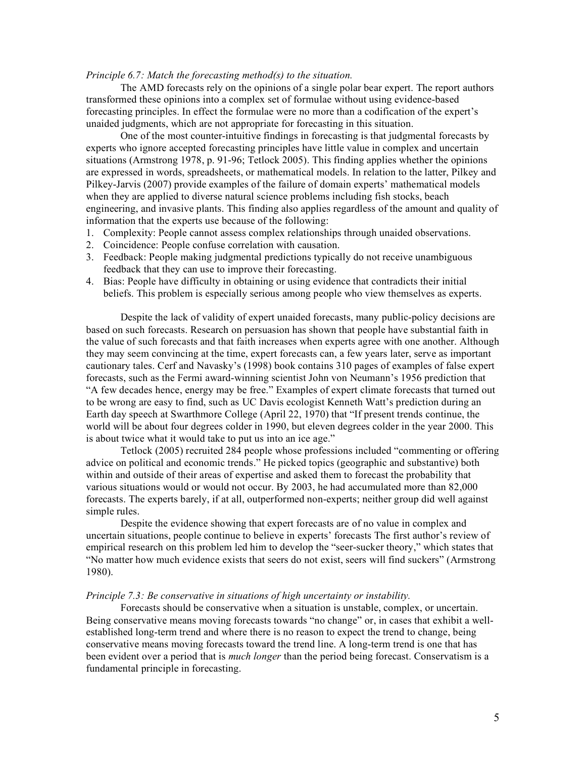*Principle 6.7: Match the forecasting method(s) to the situation.*

The AMD forecasts rely on the opinions of a single polar bear expert. The report authors transformed these opinions into a complex set of formulae without using evidence-based forecasting principles. In effect the formulae were no more than a codification of the expert's unaided judgments, which are not appropriate for forecasting in this situation.

One of the most counter-intuitive findings in forecasting is that judgmental forecasts by experts who ignore accepted forecasting principles have little value in complex and uncertain situations (Armstrong 1978, p. 91-96; Tetlock 2005). This finding applies whether the opinions are expressed in words, spreadsheets, or mathematical models. In relation to the latter, Pilkey and Pilkey-Jarvis (2007) provide examples of the failure of domain experts' mathematical models when they are applied to diverse natural science problems including fish stocks, beach engineering, and invasive plants. This finding also applies regardless of the amount and quality of information that the experts use because of the following:

1. Complexity: People cannot assess complex relationships through unaided observations.
2. Coincidence: People confuse correlation with causation.
3. Feedback: People making judgmental predictions typically do not receive unambiguous feedback that they can use to improve their forecasting.
4. Bias: People have difficulty in obtaining or using evidence that contradicts their initial beliefs. This problem is especially serious among people who view themselves as experts.

Despite the lack of validity of expert unaided forecasts, many public-policy decisions are based on such forecasts. Research on persuasion has shown that people have substantial faith in the value of such forecasts and that faith increases when experts agree with one another. Although they may seem convincing at the time, expert forecasts can, a few years later, serve as important cautionary tales. Cerf and Navasky's (1998) book contains 310 pages of examples of false expert forecasts, such as the Fermi award-winning scientist John von Neumann's 1956 prediction that "A few decades hence, energy may be free." Examples of expert climate forecasts that turned out to be wrong are easy to find, such as UC Davis ecologist Kenneth Watt's prediction during an Earth day speech at Swarthmore College (April 22, 1970) that "If present trends continue, the world will be about four degrees colder in 1990, but eleven degrees colder in the year 2000. This is about twice what it would take to put us into an ice age."

Tetlock (2005) recruited 284 people whose professions included "commenting or offering advice on political and economic trends." He picked topics (geographic and substantive) both within and outside of their areas of expertise and asked them to forecast the probability that various situations would or would not occur. By 2003, he had accumulated more than 82,000 forecasts. The experts barely, if at all, outperformed non-experts; neither group did well against simple rules.

Despite the evidence showing that expert forecasts are of no value in complex and uncertain situations, people continue to believe in experts' forecasts The first author's review of empirical research on this problem led him to develop the "seer-sucker theory," which states that "No matter how much evidence exists that seers do not exist, seers will find suckers" (Armstrong 1980).

*Principle 7.3: Be conservative in situations of high uncertainty or instability.*

Forecasts should be conservative when a situation is unstable, complex, or uncertain. Being conservative means moving forecasts towards "no change" or, in cases that exhibit a well-established long-term trend and where there is no reason to expect the trend to change, being conservative means moving forecasts toward the trend line. A long-term trend is one that has been evident over a period that is *much longer* than the period being forecast. Conservatism is a fundamental principle in forecasting.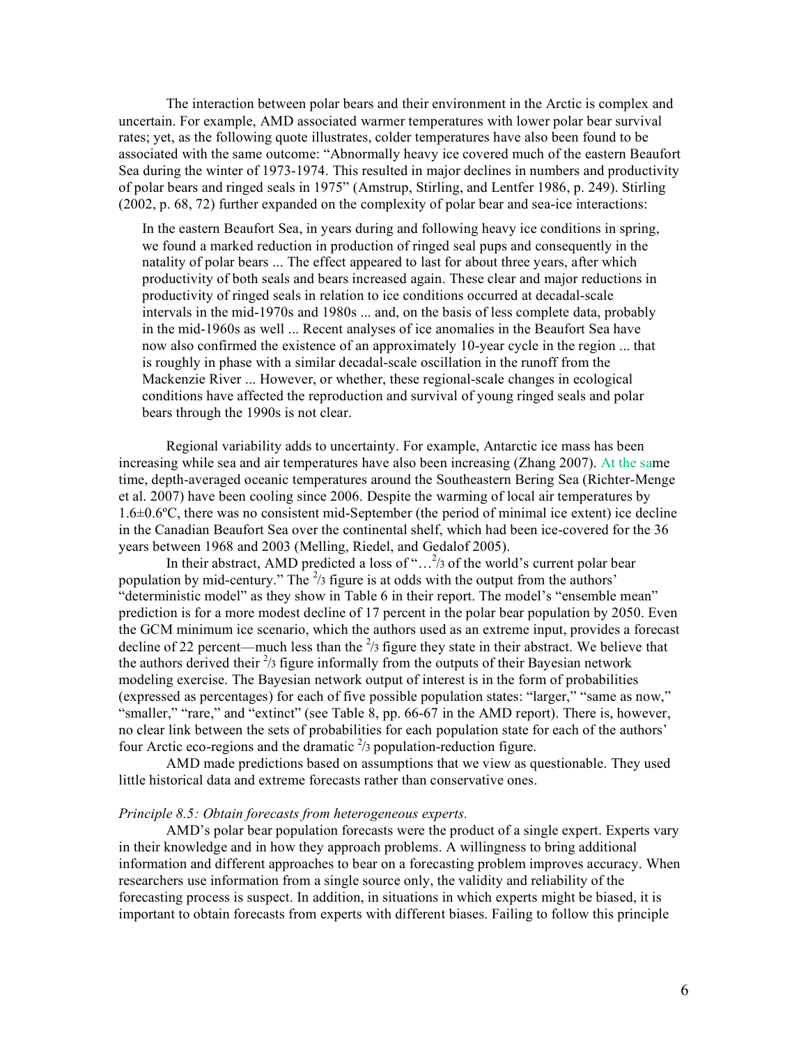The interaction between polar bears and their environment in the Arctic is complex and uncertain. For example, AMD associated warmer temperatures with lower polar bear survival rates; yet, as the following quote illustrates, colder temperatures have also been found to be associated with the same outcome: "Abnormally heavy ice covered much of the eastern Beaufort Sea during the winter of 1973-1974. This resulted in major declines in numbers and productivity of polar bears and ringed seals in 1975" (Amstrup, Stirling, and Lentfer 1986, p. 249). Stirling (2002, p. 68, 72) further expanded on the complexity of polar bear and sea-ice interactions:

> In the eastern Beaufort Sea, in years during and following heavy ice conditions in spring, we found a marked reduction in production of ringed seal pups and consequently in the natality of polar bears ... The effect appeared to last for about three years, after which productivity of both seals and bears increased again. These clear and major reductions in productivity of ringed seals in relation to ice conditions occurred at decadal-scale intervals in the mid-1970s and 1980s ... and, on the basis of less complete data, probably in the mid-1960s as well ... Recent analyses of ice anomalies in the Beaufort Sea have now also confirmed the existence of an approximately 10-year cycle in the region ... that is roughly in phase with a similar decadal-scale oscillation in the runoff from the Mackenzie River ... However, or whether, these regional-scale changes in ecological conditions have affected the reproduction and survival of young ringed seals and polar bears through the 1990s is not clear.

Regional variability adds to uncertainty. For example, Antarctic ice mass has been increasing while sea and air temperatures have also been increasing (Zhang 2007). At the same time, depth-averaged oceanic temperatures around the Southeastern Bering Sea (Richter-Menge et al. 2007) have been cooling since 2006. Despite the warming of local air temperatures by 1.6±0.6ºC, there was no consistent mid-September (the period of minimal ice extent) ice decline in the Canadian Beaufort Sea over the continental shelf, which had been ice-covered for the 36 years between 1968 and 2003 (Melling, Riedel, and Gedalof 2005).

In their abstract, AMD predicted a loss of "…$^{2}/_{3}$ of the world's current polar bear population by mid-century." The $^{2}/_{3}$ figure is at odds with the output from the authors' "deterministic model" as they show in Table 6 in their report. The model's "ensemble mean" prediction is for a more modest decline of 17 percent in the polar bear population by 2050. Even the GCM minimum ice scenario, which the authors used as an extreme input, provides a forecast decline of 22 percent—much less than the $^{2}/_{3}$ figure they state in their abstract. We believe that the authors derived their $^{2}/_{3}$ figure informally from the outputs of their Bayesian network modeling exercise. The Bayesian network output of interest is in the form of probabilities (expressed as percentages) for each of five possible population states: "larger," "same as now," "smaller," "rare," and "extinct" (see Table 8, pp. 66-67 in the AMD report). There is, however, no clear link between the sets of probabilities for each population state for each of the authors' four Arctic eco-regions and the dramatic $^{2}/_{3}$ population-reduction figure.

AMD made predictions based on assumptions that we view as questionable. They used little historical data and extreme forecasts rather than conservative ones.

*Principle 8.5: Obtain forecasts from heterogeneous experts.*

AMD's polar bear population forecasts were the product of a single expert. Experts vary in their knowledge and in how they approach problems. A willingness to bring additional information and different approaches to bear on a forecasting problem improves accuracy. When researchers use information from a single source only, the validity and reliability of the forecasting process is suspect. In addition, in situations in which experts might be biased, it is important to obtain forecasts from experts with different biases. Failing to follow this principle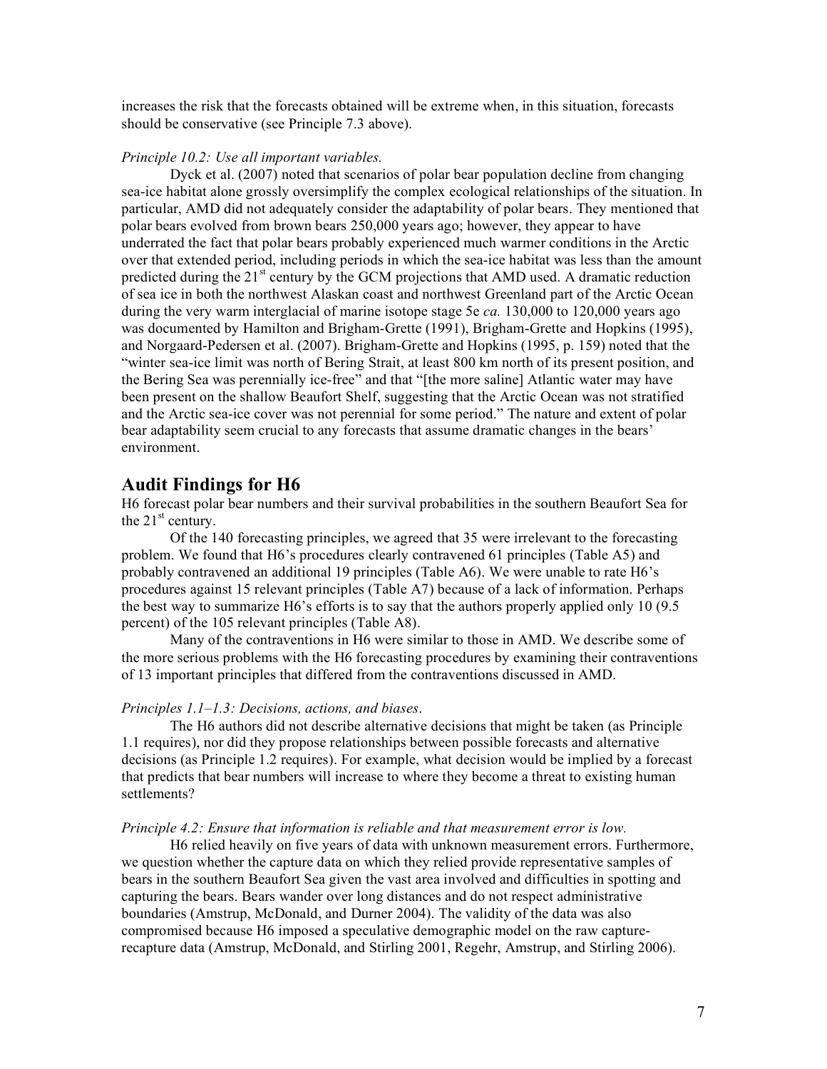increases the risk that the forecasts obtained will be extreme when, in this situation, forecasts should be conservative (see Principle 7.3 above).

*Principle 10.2: Use all important variables.*

Dyck et al. (2007) noted that scenarios of polar bear population decline from changing sea-ice habitat alone grossly oversimplify the complex ecological relationships of the situation. In particular, AMD did not adequately consider the adaptability of polar bears. They mentioned that polar bears evolved from brown bears 250,000 years ago; however, they appear to have underrated the fact that polar bears probably experienced much warmer conditions in the Arctic over that extended period, including periods in which the sea-ice habitat was less than the amount predicted during the 21st century by the GCM projections that AMD used. A dramatic reduction of sea ice in both the northwest Alaskan coast and northwest Greenland part of the Arctic Ocean during the very warm interglacial of marine isotope stage 5e *ca.* 130,000 to 120,000 years ago was documented by Hamilton and Brigham-Grette (1991), Brigham-Grette and Hopkins (1995), and Norgaard-Pedersen et al. (2007). Brigham-Grette and Hopkins (1995, p. 159) noted that the "winter sea-ice limit was north of Bering Strait, at least 800 km north of its present position, and the Bering Sea was perennially ice-free" and that "[the more saline] Atlantic water may have been present on the shallow Beaufort Shelf, suggesting that the Arctic Ocean was not stratified and the Arctic sea-ice cover was not perennial for some period." The nature and extent of polar bear adaptability seem crucial to any forecasts that assume dramatic changes in the bears' environment.

## Audit Findings for H6

H6 forecast polar bear numbers and their survival probabilities in the southern Beaufort Sea for the 21st century.

Of the 140 forecasting principles, we agreed that 35 were irrelevant to the forecasting problem. We found that H6's procedures clearly contravened 61 principles (Table A5) and probably contravened an additional 19 principles (Table A6). We were unable to rate H6's procedures against 15 relevant principles (Table A7) because of a lack of information. Perhaps the best way to summarize H6's efforts is to say that the authors properly applied only 10 (9.5 percent) of the 105 relevant principles (Table A8).

Many of the contraventions in H6 were similar to those in AMD. We describe some of the more serious problems with the H6 forecasting procedures by examining their contraventions of 13 important principles that differed from the contraventions discussed in AMD.

*Principles 1.1–1.3: Decisions, actions, and biases*.

The H6 authors did not describe alternative decisions that might be taken (as Principle 1.1 requires), nor did they propose relationships between possible forecasts and alternative decisions (as Principle 1.2 requires). For example, what decision would be implied by a forecast that predicts that bear numbers will increase to where they become a threat to existing human settlements?

*Principle 4.2: Ensure that information is reliable and that measurement error is low.*

H6 relied heavily on five years of data with unknown measurement errors. Furthermore, we question whether the capture data on which they relied provide representative samples of bears in the southern Beaufort Sea given the vast area involved and difficulties in spotting and capturing the bears. Bears wander over long distances and do not respect administrative boundaries (Amstrup, McDonald, and Durner 2004). The validity of the data was also compromised because H6 imposed a speculative demographic model on the raw capture-recapture data (Amstrup, McDonald, and Stirling 2001, Regehr, Amstrup, and Stirling 2006).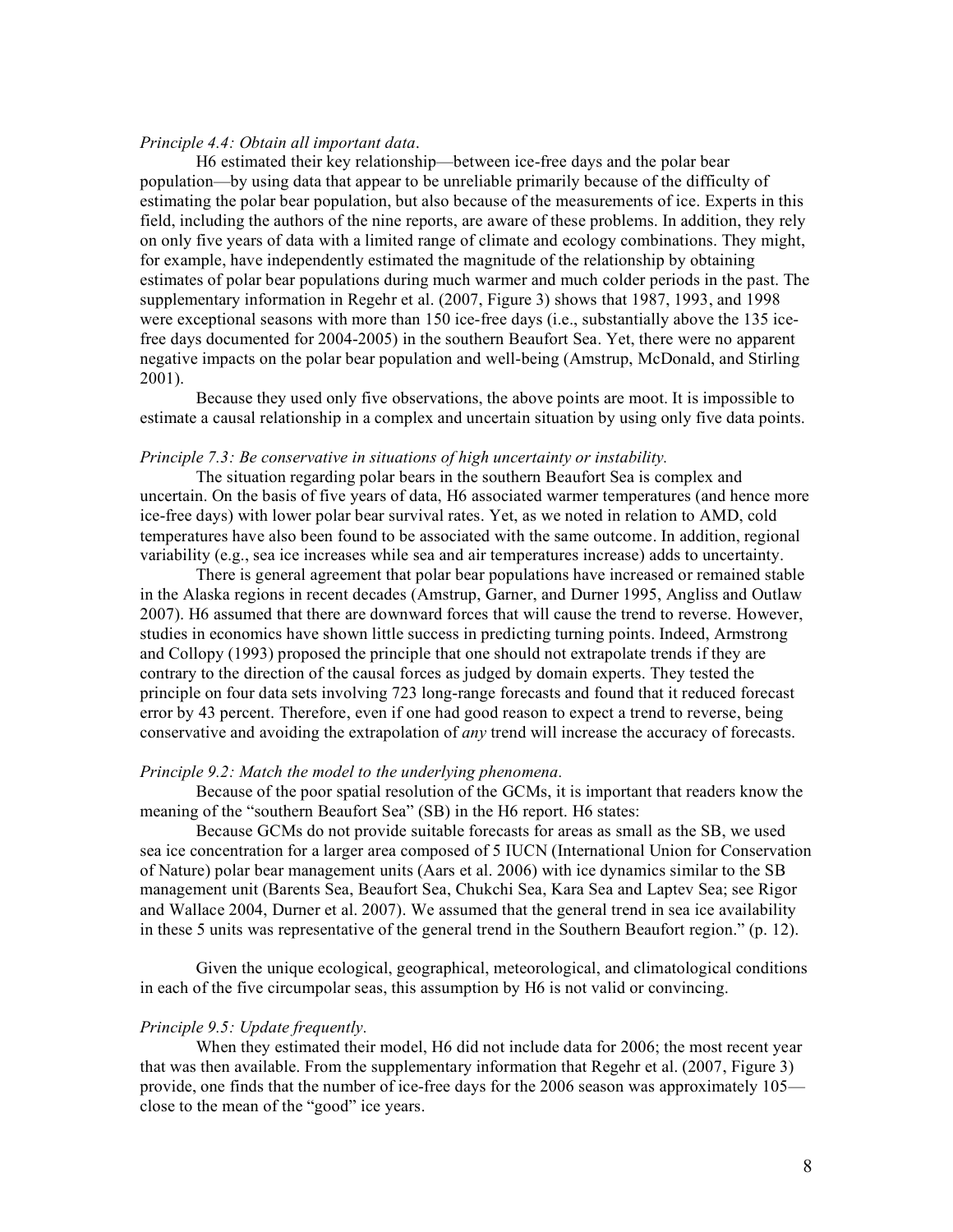*Principle 4.4: Obtain all important data*.

H6 estimated their key relationship—between ice-free days and the polar bear population—by using data that appear to be unreliable primarily because of the difficulty of estimating the polar bear population, but also because of the measurements of ice. Experts in this field, including the authors of the nine reports, are aware of these problems. In addition, they rely on only five years of data with a limited range of climate and ecology combinations. They might, for example, have independently estimated the magnitude of the relationship by obtaining estimates of polar bear populations during much warmer and much colder periods in the past. The supplementary information in Regehr et al. (2007, Figure 3) shows that 1987, 1993, and 1998 were exceptional seasons with more than 150 ice-free days (i.e., substantially above the 135 ice-free days documented for 2004-2005) in the southern Beaufort Sea. Yet, there were no apparent negative impacts on the polar bear population and well-being (Amstrup, McDonald, and Stirling 2001).

Because they used only five observations, the above points are moot. It is impossible to estimate a causal relationship in a complex and uncertain situation by using only five data points.

*Principle 7.3: Be conservative in situations of high uncertainty or instability.*

The situation regarding polar bears in the southern Beaufort Sea is complex and uncertain. On the basis of five years of data, H6 associated warmer temperatures (and hence more ice-free days) with lower polar bear survival rates. Yet, as we noted in relation to AMD, cold temperatures have also been found to be associated with the same outcome. In addition, regional variability (e.g., sea ice increases while sea and air temperatures increase) adds to uncertainty.

There is general agreement that polar bear populations have increased or remained stable in the Alaska regions in recent decades (Amstrup, Garner, and Durner 1995, Angliss and Outlaw 2007). H6 assumed that there are downward forces that will cause the trend to reverse. However, studies in economics have shown little success in predicting turning points. Indeed, Armstrong and Collopy (1993) proposed the principle that one should not extrapolate trends if they are contrary to the direction of the causal forces as judged by domain experts. They tested the principle on four data sets involving 723 long-range forecasts and found that it reduced forecast error by 43 percent. Therefore, even if one had good reason to expect a trend to reverse, being conservative and avoiding the extrapolation of *any* trend will increase the accuracy of forecasts.

*Principle 9.2: Match the model to the underlying phenomena.*

Because of the poor spatial resolution of the GCMs, it is important that readers know the meaning of the "southern Beaufort Sea" (SB) in the H6 report. H6 states:

> Because GCMs do not provide suitable forecasts for areas as small as the SB, we used sea ice concentration for a larger area composed of 5 IUCN (International Union for Conservation of Nature) polar bear management units (Aars et al. 2006) with ice dynamics similar to the SB management unit (Barents Sea, Beaufort Sea, Chukchi Sea, Kara Sea and Laptev Sea; see Rigor and Wallace 2004, Durner et al. 2007). We assumed that the general trend in sea ice availability in these 5 units was representative of the general trend in the Southern Beaufort region." (p. 12).

Given the unique ecological, geographical, meteorological, and climatological conditions in each of the five circumpolar seas, this assumption by H6 is not valid or convincing.

*Principle 9.5: Update frequently*.

When they estimated their model, H6 did not include data for 2006; the most recent year that was then available. From the supplementary information that Regehr et al. (2007, Figure 3) provide, one finds that the number of ice-free days for the 2006 season was approximately 105—close to the mean of the "good" ice years.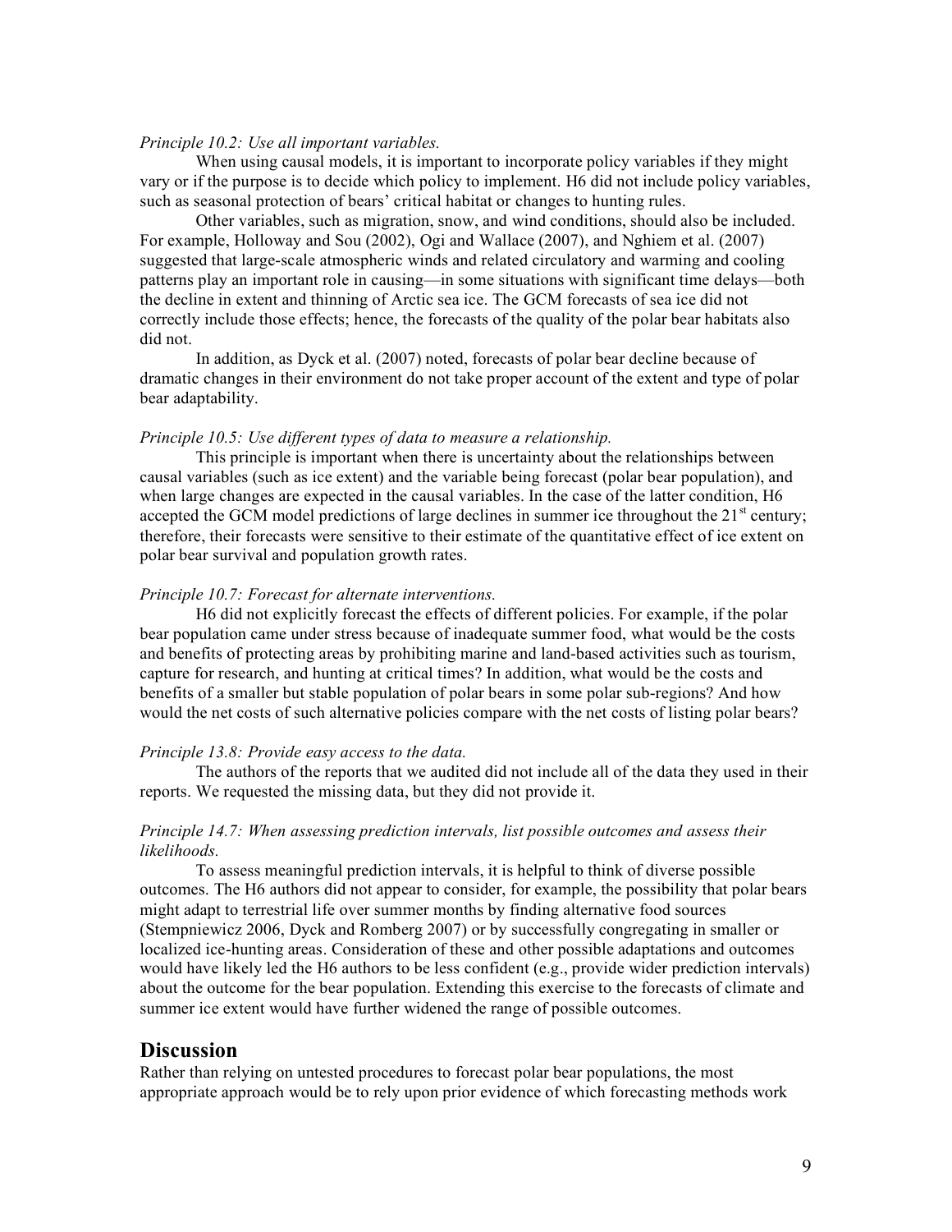*Principle 10.2: Use all important variables.*

When using causal models, it is important to incorporate policy variables if they might vary or if the purpose is to decide which policy to implement. H6 did not include policy variables, such as seasonal protection of bears' critical habitat or changes to hunting rules.

Other variables, such as migration, snow, and wind conditions, should also be included. For example, Holloway and Sou (2002), Ogi and Wallace (2007), and Nghiem et al. (2007) suggested that large-scale atmospheric winds and related circulatory and warming and cooling patterns play an important role in causing—in some situations with significant time delays—both the decline in extent and thinning of Arctic sea ice. The GCM forecasts of sea ice did not correctly include those effects; hence, the forecasts of the quality of the polar bear habitats also did not.

In addition, as Dyck et al. (2007) noted, forecasts of polar bear decline because of dramatic changes in their environment do not take proper account of the extent and type of polar bear adaptability.

*Principle 10.5: Use different types of data to measure a relationship.*

This principle is important when there is uncertainty about the relationships between causal variables (such as ice extent) and the variable being forecast (polar bear population), and when large changes are expected in the causal variables. In the case of the latter condition, H6 accepted the GCM model predictions of large declines in summer ice throughout the 21st century; therefore, their forecasts were sensitive to their estimate of the quantitative effect of ice extent on polar bear survival and population growth rates.

*Principle 10.7: Forecast for alternate interventions.*

H6 did not explicitly forecast the effects of different policies. For example, if the polar bear population came under stress because of inadequate summer food, what would be the costs and benefits of protecting areas by prohibiting marine and land-based activities such as tourism, capture for research, and hunting at critical times? In addition, what would be the costs and benefits of a smaller but stable population of polar bears in some polar sub-regions? And how would the net costs of such alternative policies compare with the net costs of listing polar bears?

*Principle 13.8: Provide easy access to the data.*

The authors of the reports that we audited did not include all of the data they used in their reports. We requested the missing data, but they did not provide it.

*Principle 14.7: When assessing prediction intervals, list possible outcomes and assess their likelihoods.*

To assess meaningful prediction intervals, it is helpful to think of diverse possible outcomes. The H6 authors did not appear to consider, for example, the possibility that polar bears might adapt to terrestrial life over summer months by finding alternative food sources (Stempniewicz 2006, Dyck and Romberg 2007) or by successfully congregating in smaller or localized ice-hunting areas. Consideration of these and other possible adaptations and outcomes would have likely led the H6 authors to be less confident (e.g., provide wider prediction intervals) about the outcome for the bear population. Extending this exercise to the forecasts of climate and summer ice extent would have further widened the range of possible outcomes.

## Discussion

Rather than relying on untested procedures to forecast polar bear populations, the most appropriate approach would be to rely upon prior evidence of which forecasting methods work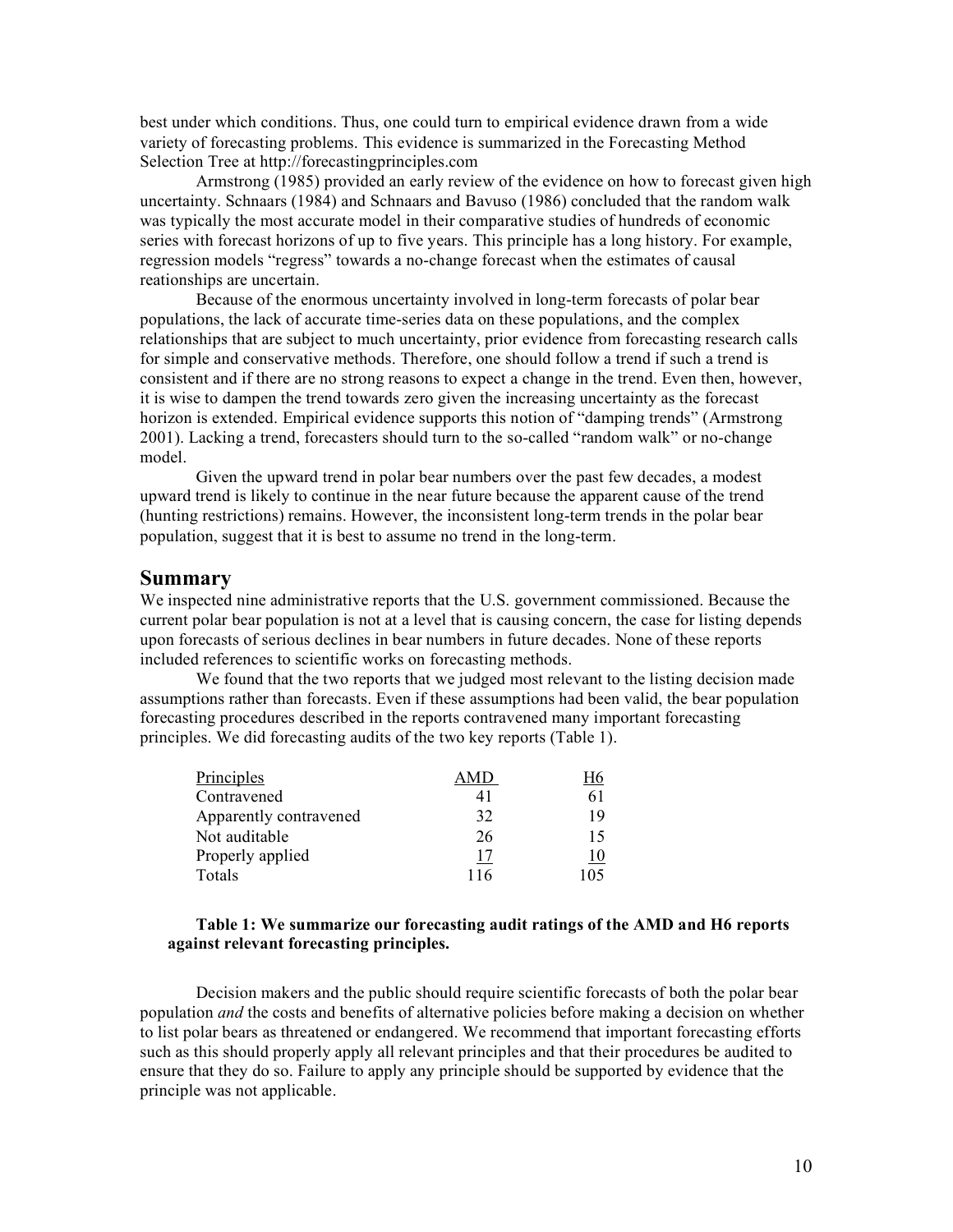best under which conditions. Thus, one could turn to empirical evidence drawn from a wide variety of forecasting problems. This evidence is summarized in the Forecasting Method Selection Tree at http://forecastingprinciples.com

Armstrong (1985) provided an early review of the evidence on how to forecast given high uncertainty. Schnaars (1984) and Schnaars and Bavuso (1986) concluded that the random walk was typically the most accurate model in their comparative studies of hundreds of economic series with forecast horizons of up to five years. This principle has a long history. For example, regression models "regress" towards a no-change forecast when the estimates of causal reationships are uncertain.

Because of the enormous uncertainty involved in long-term forecasts of polar bear populations, the lack of accurate time-series data on these populations, and the complex relationships that are subject to much uncertainty, prior evidence from forecasting research calls for simple and conservative methods. Therefore, one should follow a trend if such a trend is consistent and if there are no strong reasons to expect a change in the trend. Even then, however, it is wise to dampen the trend towards zero given the increasing uncertainty as the forecast horizon is extended. Empirical evidence supports this notion of "damping trends" (Armstrong 2001). Lacking a trend, forecasters should turn to the so-called "random walk" or no-change model.

Given the upward trend in polar bear numbers over the past few decades, a modest upward trend is likely to continue in the near future because the apparent cause of the trend (hunting restrictions) remains. However, the inconsistent long-term trends in the polar bear population, suggest that it is best to assume no trend in the long-term.

## Summary

We inspected nine administrative reports that the U.S. government commissioned. Because the current polar bear population is not at a level that is causing concern, the case for listing depends upon forecasts of serious declines in bear numbers in future decades. None of these reports included references to scientific works on forecasting methods.

We found that the two reports that we judged most relevant to the listing decision made assumptions rather than forecasts. Even if these assumptions had been valid, the bear population forecasting procedures described in the reports contravened many important forecasting principles. We did forecasting audits of the two key reports (Table 1).

| Principles | AMD | H6 |
|---|---|---|
| Contravened | 41 | 61 |
| Apparently contravened | 32 | 19 |
| Not auditable | 26 | 15 |
| Properly applied | 17 | 10 |
| Totals | 116 | 105 |

**Table 1: We summarize our forecasting audit ratings of the AMD and H6 reports against relevant forecasting principles.**

Decision makers and the public should require scientific forecasts of both the polar bear population *and* the costs and benefits of alternative policies before making a decision on whether to list polar bears as threatened or endangered. We recommend that important forecasting efforts such as this should properly apply all relevant principles and that their procedures be audited to ensure that they do so. Failure to apply any principle should be supported by evidence that the principle was not applicable.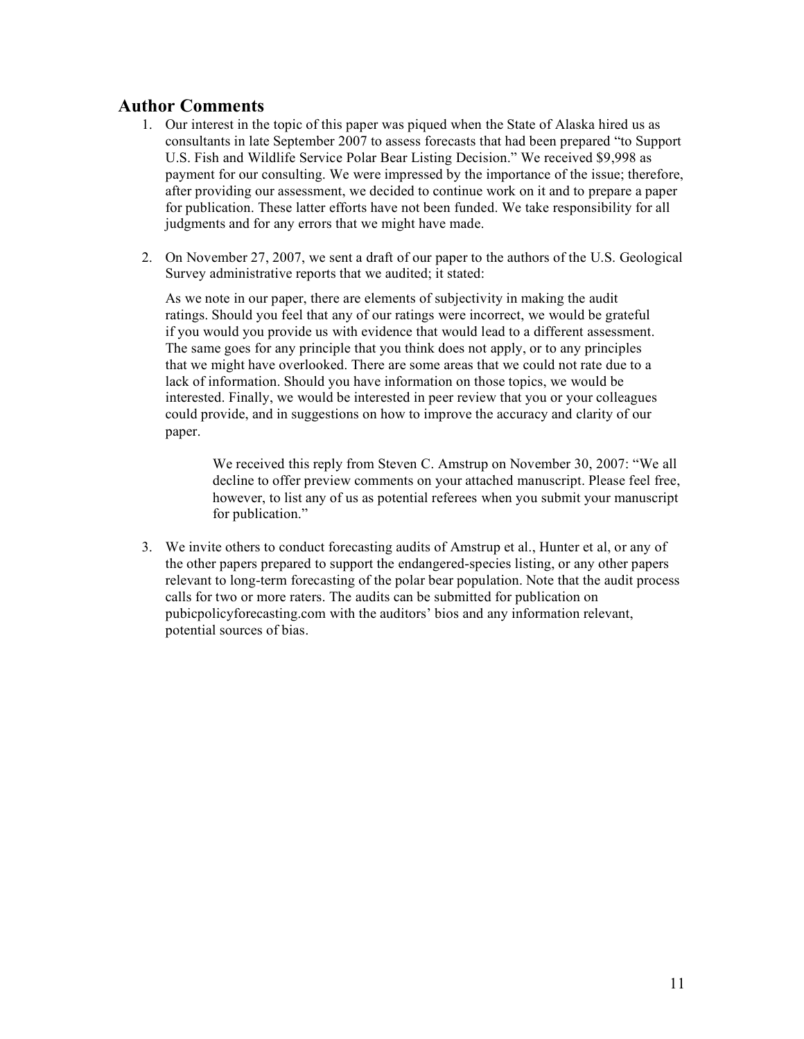## Author Comments

1. Our interest in the topic of this paper was piqued when the State of Alaska hired us as consultants in late September 2007 to assess forecasts that had been prepared "to Support U.S. Fish and Wildlife Service Polar Bear Listing Decision." We received $9,998 as payment for our consulting. We were impressed by the importance of the issue; therefore, after providing our assessment, we decided to continue work on it and to prepare a paper for publication. These latter efforts have not been funded. We take responsibility for all judgments and for any errors that we might have made.

2. On November 27, 2007, we sent a draft of our paper to the authors of the U.S. Geological Survey administrative reports that we audited; it stated:

   As we note in our paper, there are elements of subjectivity in making the audit ratings. Should you feel that any of our ratings were incorrect, we would be grateful if you would you provide us with evidence that would lead to a different assessment. The same goes for any principle that you think does not apply, or to any principles that we might have overlooked. There are some areas that we could not rate due to a lack of information. Should you have information on those topics, we would be interested. Finally, we would be interested in peer review that you or your colleagues could provide, and in suggestions on how to improve the accuracy and clarity of our paper.

   > We received this reply from Steven C. Amstrup on November 30, 2007: "We all decline to offer preview comments on your attached manuscript. Please feel free, however, to list any of us as potential referees when you submit your manuscript for publication."

3. We invite others to conduct forecasting audits of Amstrup et al., Hunter et al, or any of the other papers prepared to support the endangered-species listing, or any other papers relevant to long-term forecasting of the polar bear population. Note that the audit process calls for two or more raters. The audits can be submitted for publication on pubicpolicyforecasting.com with the auditors' bios and any information relevant, potential sources of bias.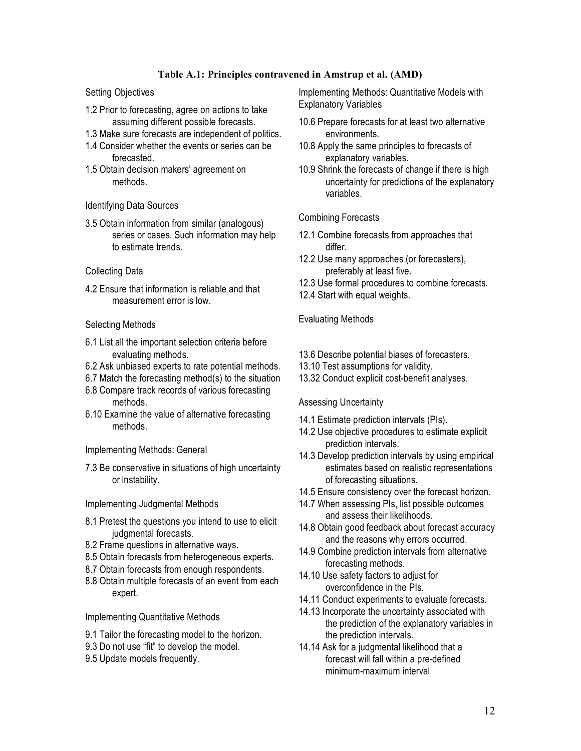**Table A.1: Principles contravened in Amstrup et al. (AMD)**

Setting Objectives

1.2 Prior to forecasting, agree on actions to take assuming different possible forecasts.
1.3 Make sure forecasts are independent of politics.
1.4 Consider whether the events or series can be forecasted.
1.5 Obtain decision makers' agreement on methods.

Identifying Data Sources

3.5 Obtain information from similar (analogous) series or cases. Such information may help to estimate trends.

Collecting Data

4.2 Ensure that information is reliable and that measurement error is low.

Selecting Methods

6.1 List all the important selection criteria before evaluating methods.
6.2 Ask unbiased experts to rate potential methods.
6.7 Match the forecasting method(s) to the situation
6.8 Compare track records of various forecasting methods.
6.10 Examine the value of alternative forecasting methods.

Implementing Methods: General

7.3 Be conservative in situations of high uncertainty or instability.

Implementing Judgmental Methods

8.1 Pretest the questions you intend to use to elicit judgmental forecasts.
8.2 Frame questions in alternative ways.
8.5 Obtain forecasts from heterogeneous experts.
8.7 Obtain forecasts from enough respondents.
8.8 Obtain multiple forecasts of an event from each expert.

Implementing Quantitative Methods

9.1 Tailor the forecasting model to the horizon.
9.3 Do not use "fit" to develop the model.
9.5 Update models frequently.

Implementing Methods: Quantitative Models with Explanatory Variables

10.6 Prepare forecasts for at least two alternative environments.
10.8 Apply the same principles to forecasts of explanatory variables.
10.9 Shrink the forecasts of change if there is high uncertainty for predictions of the explanatory variables.

Combining Forecasts

12.1 Combine forecasts from approaches that differ.
12.2 Use many approaches (or forecasters), preferably at least five.
12.3 Use formal procedures to combine forecasts.
12.4 Start with equal weights.

Evaluating Methods

13.6 Describe potential biases of forecasters.
13.10 Test assumptions for validity.
13.32 Conduct explicit cost-benefit analyses.

Assessing Uncertainty

14.1 Estimate prediction intervals (PIs).
14.2 Use objective procedures to estimate explicit prediction intervals.
14.3 Develop prediction intervals by using empirical estimates based on realistic representations of forecasting situations.
14.5 Ensure consistency over the forecast horizon.
14.7 When assessing PIs, list possible outcomes and assess their likelihoods.
14.8 Obtain good feedback about forecast accuracy and the reasons why errors occurred.
14.9 Combine prediction intervals from alternative forecasting methods.
14.10 Use safety factors to adjust for overconfidence in the PIs.
14.11 Conduct experiments to evaluate forecasts.
14.13 Incorporate the uncertainty associated with the prediction of the explanatory variables in the prediction intervals.
14.14 Ask for a judgmental likelihood that a forecast will fall within a pre-defined minimum-maximum interval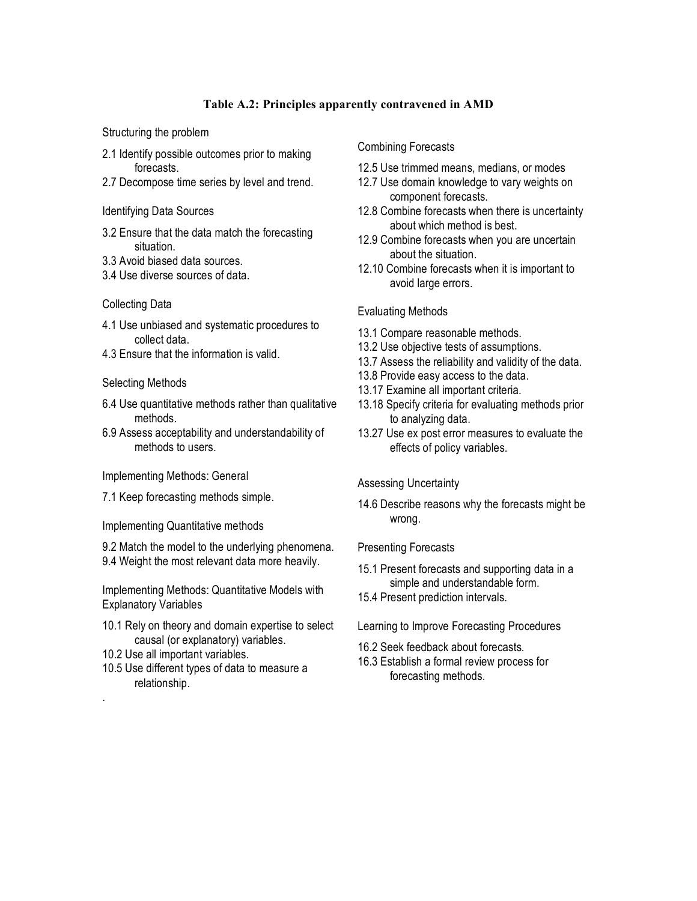**Table A.2: Principles apparently contravened in AMD**

Structuring the problem

2.1 Identify possible outcomes prior to making forecasts.
2.7 Decompose time series by level and trend.

Identifying Data Sources

3.2 Ensure that the data match the forecasting situation.
3.3 Avoid biased data sources.
3.4 Use diverse sources of data.

Collecting Data

4.1 Use unbiased and systematic procedures to collect data.
4.3 Ensure that the information is valid.

Selecting Methods

6.4 Use quantitative methods rather than qualitative methods.
6.9 Assess acceptability and understandability of methods to users.

Implementing Methods: General

7.1 Keep forecasting methods simple.

Implementing Quantitative methods

9.2 Match the model to the underlying phenomena.
9.4 Weight the most relevant data more heavily.

Implementing Methods: Quantitative Models with Explanatory Variables

10.1 Rely on theory and domain expertise to select causal (or explanatory) variables.
10.2 Use all important variables.
10.5 Use different types of data to measure a relationship.

Combining Forecasts

12.5 Use trimmed means, medians, or modes
12.7 Use domain knowledge to vary weights on component forecasts.
12.8 Combine forecasts when there is uncertainty about which method is best.
12.9 Combine forecasts when you are uncertain about the situation.
12.10 Combine forecasts when it is important to avoid large errors.

Evaluating Methods

13.1 Compare reasonable methods.
13.2 Use objective tests of assumptions.
13.7 Assess the reliability and validity of the data.
13.8 Provide easy access to the data.
13.17 Examine all important criteria.
13.18 Specify criteria for evaluating methods prior to analyzing data.
13.27 Use ex post error measures to evaluate the effects of policy variables.

Assessing Uncertainty

14.6 Describe reasons why the forecasts might be wrong.

Presenting Forecasts

15.1 Present forecasts and supporting data in a simple and understandable form.
15.4 Present prediction intervals.

Learning to Improve Forecasting Procedures

16.2 Seek feedback about forecasts.
16.3 Establish a formal review process for forecasting methods.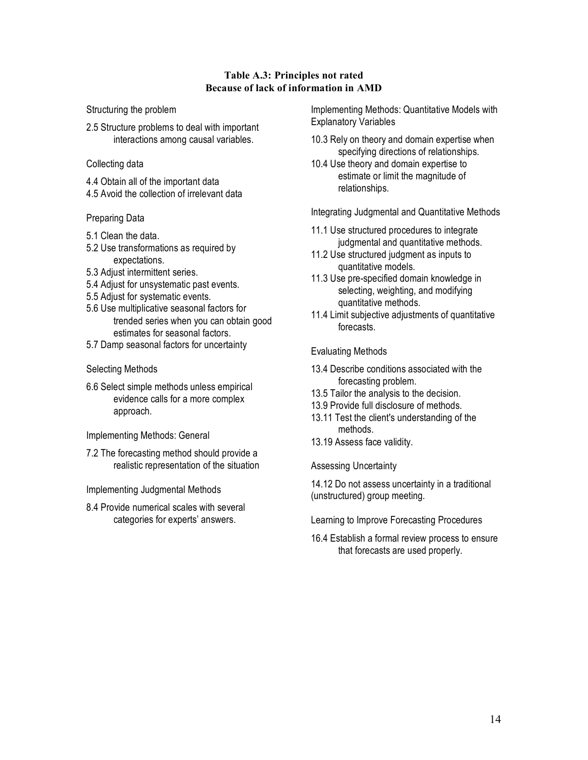**Table A.3: Principles not rated**
**Because of lack of information in AMD**

Structuring the problem

2.5 Structure problems to deal with important interactions among causal variables.

Collecting data

4.4 Obtain all of the important data
4.5 Avoid the collection of irrelevant data

Preparing Data

5.1 Clean the data.
5.2 Use transformations as required by expectations.
5.3 Adjust intermittent series.
5.4 Adjust for unsystematic past events.
5.5 Adjust for systematic events.
5.6 Use multiplicative seasonal factors for trended series when you can obtain good estimates for seasonal factors.
5.7 Damp seasonal factors for uncertainty

Selecting Methods

6.6 Select simple methods unless empirical evidence calls for a more complex approach.

Implementing Methods: General

7.2 The forecasting method should provide a realistic representation of the situation

Implementing Judgmental Methods

8.4 Provide numerical scales with several categories for experts' answers.

Implementing Methods: Quantitative Models with Explanatory Variables

10.3 Rely on theory and domain expertise when specifying directions of relationships.
10.4 Use theory and domain expertise to estimate or limit the magnitude of relationships.

Integrating Judgmental and Quantitative Methods

11.1 Use structured procedures to integrate judgmental and quantitative methods.
11.2 Use structured judgment as inputs to quantitative models.
11.3 Use pre-specified domain knowledge in selecting, weighting, and modifying quantitative methods.
11.4 Limit subjective adjustments of quantitative forecasts.

Evaluating Methods

13.4 Describe conditions associated with the forecasting problem.
13.5 Tailor the analysis to the decision.
13.9 Provide full disclosure of methods.
13.11 Test the client's understanding of the methods.
13.19 Assess face validity.

Assessing Uncertainty

14.12 Do not assess uncertainty in a traditional (unstructured) group meeting.

Learning to Improve Forecasting Procedures

16.4 Establish a formal review process to ensure that forecasts are used properly.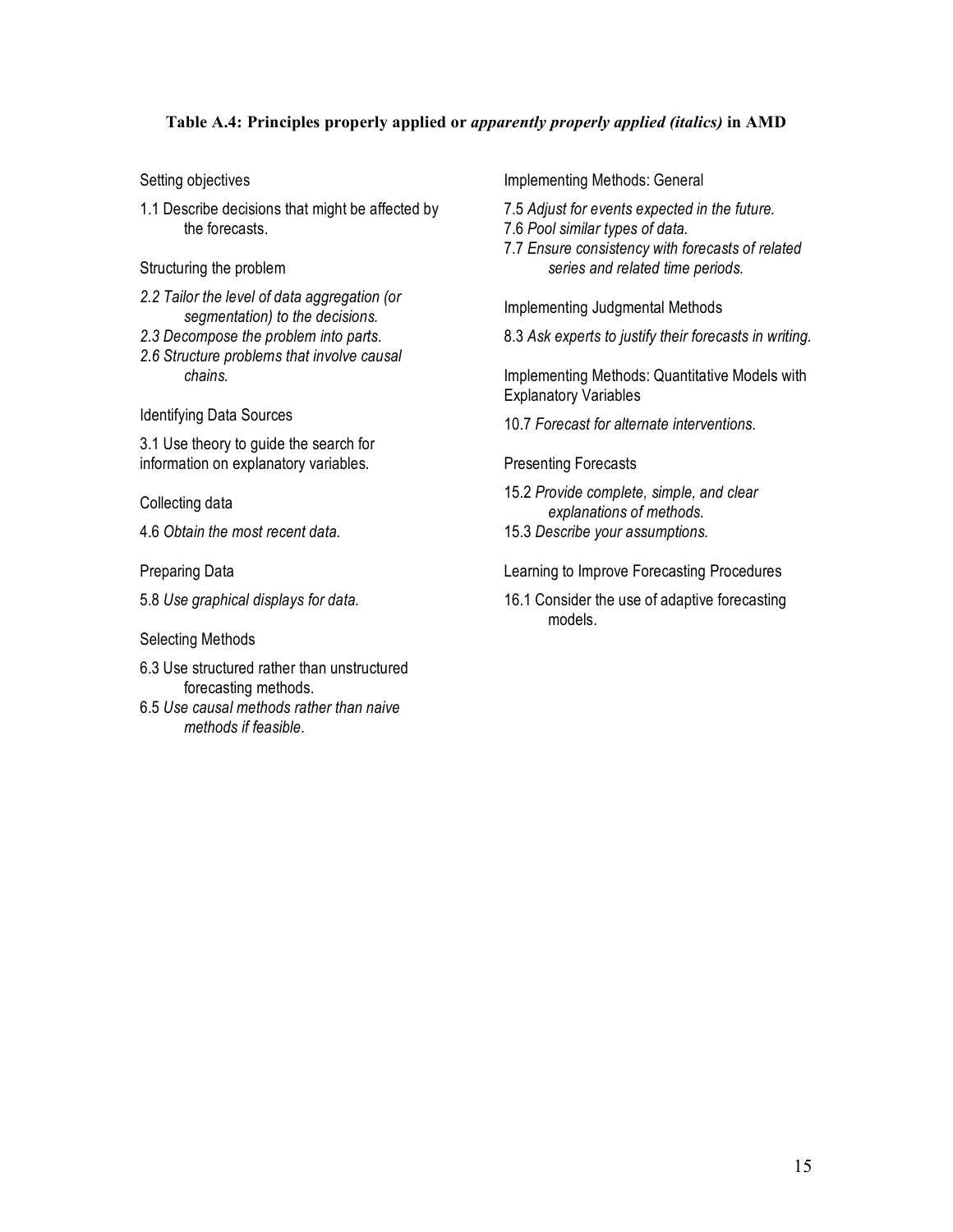**Table A.4: Principles properly applied or *apparently properly applied (italics)* in AMD**

Setting objectives

1.1 Describe decisions that might be affected by the forecasts.

Structuring the problem

*2.2 Tailor the level of data aggregation (or segmentation) to the decisions.*
*2.3 Decompose the problem into parts.*
*2.6 Structure problems that involve causal chains.*

Identifying Data Sources

3.1 Use theory to guide the search for information on explanatory variables.

Collecting data

4.6 *Obtain the most recent data.*

Preparing Data

5.8 *Use graphical displays for data.*

Selecting Methods

6.3 Use structured rather than unstructured forecasting methods.
6.5 *Use causal methods rather than naive methods if feasible.*

Implementing Methods: General

7.5 *Adjust for events expected in the future.*
7.6 *Pool similar types of data.*
7.7 *Ensure consistency with forecasts of related series and related time periods.*

Implementing Judgmental Methods

8.3 *Ask experts to justify their forecasts in writing.*

Implementing Methods: Quantitative Models with Explanatory Variables

10.7 *Forecast for alternate interventions.*

Presenting Forecasts

15.2 *Provide complete, simple, and clear explanations of methods.*
15.3 *Describe your assumptions.*

Learning to Improve Forecasting Procedures

16.1 Consider the use of adaptive forecasting models.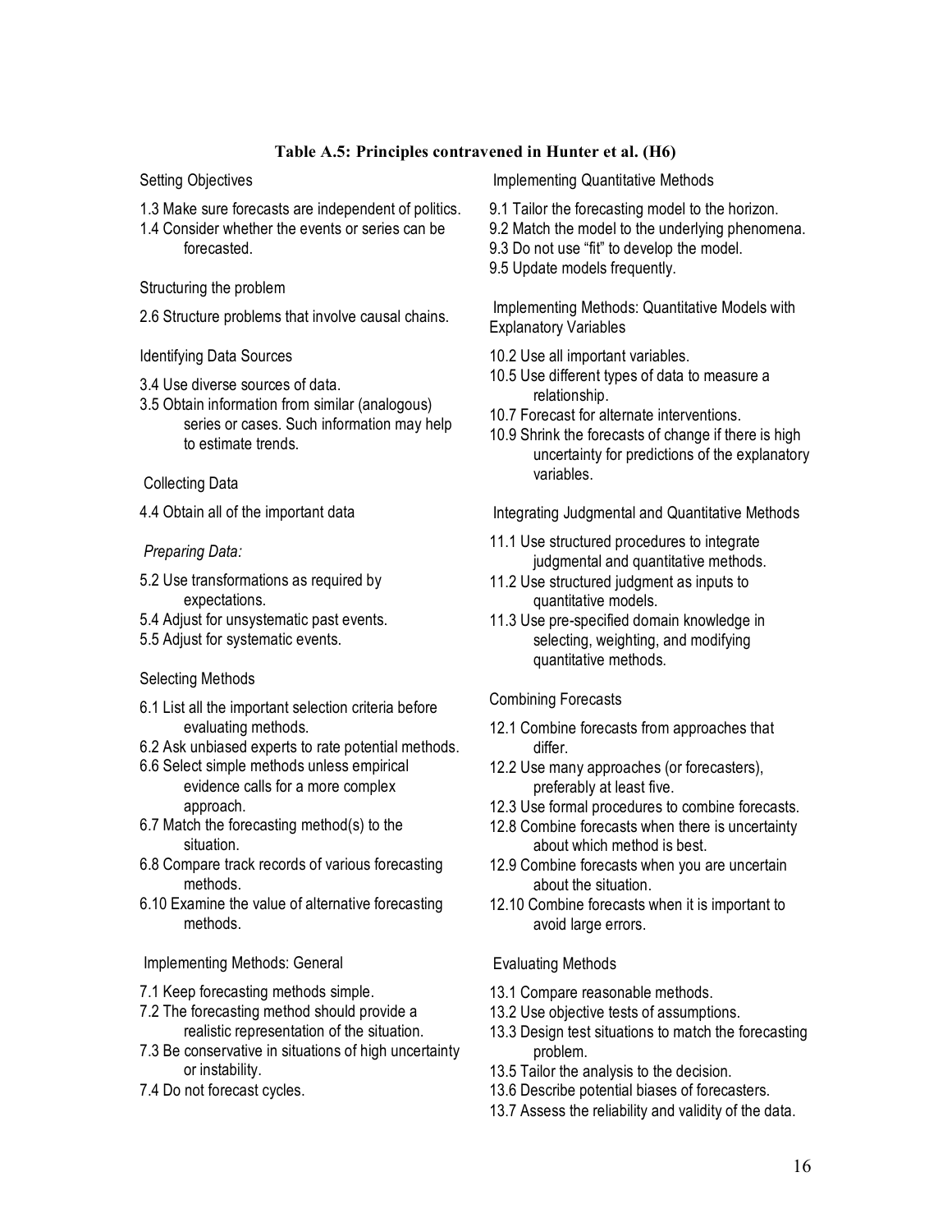### Table A.5: Principles contravened in Hunter et al. (H6)

Setting Objectives

1.3 Make sure forecasts are independent of politics.
1.4 Consider whether the events or series can be forecasted.

Structuring the problem

2.6 Structure problems that involve causal chains.

Identifying Data Sources

3.4 Use diverse sources of data.
3.5 Obtain information from similar (analogous) series or cases. Such information may help to estimate trends.

Collecting Data

4.4 Obtain all of the important data

*Preparing Data:*

5.2 Use transformations as required by expectations.
5.4 Adjust for unsystematic past events.
5.5 Adjust for systematic events.

Selecting Methods

6.1 List all the important selection criteria before evaluating methods.
6.2 Ask unbiased experts to rate potential methods.
6.6 Select simple methods unless empirical evidence calls for a more complex approach.
6.7 Match the forecasting method(s) to the situation.
6.8 Compare track records of various forecasting methods.
6.10 Examine the value of alternative forecasting methods.

Implementing Methods: General

7.1 Keep forecasting methods simple.
7.2 The forecasting method should provide a realistic representation of the situation.
7.3 Be conservative in situations of high uncertainty or instability.
7.4 Do not forecast cycles.

Implementing Quantitative Methods

9.1 Tailor the forecasting model to the horizon.
9.2 Match the model to the underlying phenomena.
9.3 Do not use "fit" to develop the model.
9.5 Update models frequently.

Implementing Methods: Quantitative Models with Explanatory Variables

10.2 Use all important variables.
10.5 Use different types of data to measure a relationship.
10.7 Forecast for alternate interventions.
10.9 Shrink the forecasts of change if there is high uncertainty for predictions of the explanatory variables.

Integrating Judgmental and Quantitative Methods

11.1 Use structured procedures to integrate judgmental and quantitative methods.
11.2 Use structured judgment as inputs to quantitative models.
11.3 Use pre-specified domain knowledge in selecting, weighting, and modifying quantitative methods.

Combining Forecasts

12.1 Combine forecasts from approaches that differ.
12.2 Use many approaches (or forecasters), preferably at least five.
12.3 Use formal procedures to combine forecasts.
12.8 Combine forecasts when there is uncertainty about which method is best.
12.9 Combine forecasts when you are uncertain about the situation.
12.10 Combine forecasts when it is important to avoid large errors.

Evaluating Methods

13.1 Compare reasonable methods.
13.2 Use objective tests of assumptions.
13.3 Design test situations to match the forecasting problem.
13.5 Tailor the analysis to the decision.
13.6 Describe potential biases of forecasters.
13.7 Assess the reliability and validity of the data.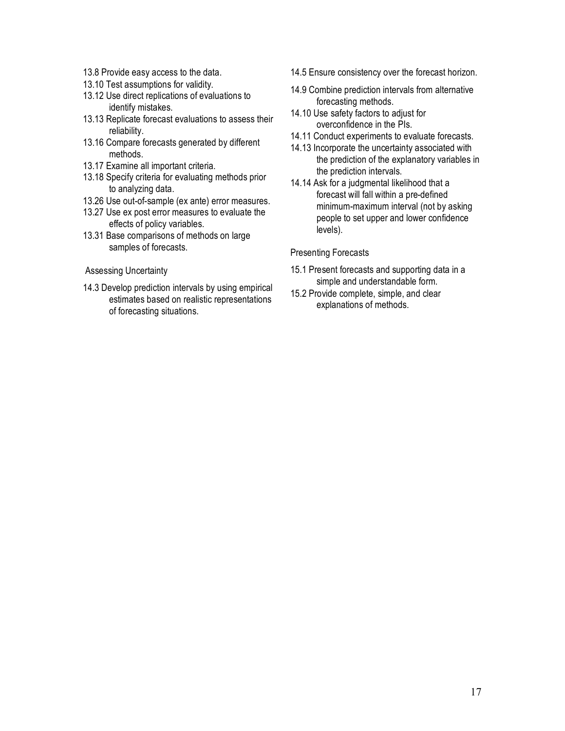13.8 Provide easy access to the data.

13.10 Test assumptions for validity.

13.12 Use direct replications of evaluations to identify mistakes.

13.13 Replicate forecast evaluations to assess their reliability.

13.16 Compare forecasts generated by different methods.

13.17 Examine all important criteria.

13.18 Specify criteria for evaluating methods prior to analyzing data.

13.26 Use out-of-sample (ex ante) error measures.

13.27 Use ex post error measures to evaluate the effects of policy variables.

13.31 Base comparisons of methods on large samples of forecasts.

Assessing Uncertainty

14.3 Develop prediction intervals by using empirical estimates based on realistic representations of forecasting situations.

14.5 Ensure consistency over the forecast horizon.

14.9 Combine prediction intervals from alternative forecasting methods.

14.10 Use safety factors to adjust for overconfidence in the PIs.

14.11 Conduct experiments to evaluate forecasts.

14.13 Incorporate the uncertainty associated with the prediction of the explanatory variables in the prediction intervals.

14.14 Ask for a judgmental likelihood that a forecast will fall within a pre-defined minimum-maximum interval (not by asking people to set upper and lower confidence levels).

Presenting Forecasts

15.1 Present forecasts and supporting data in a simple and understandable form.

15.2 Provide complete, simple, and clear explanations of methods.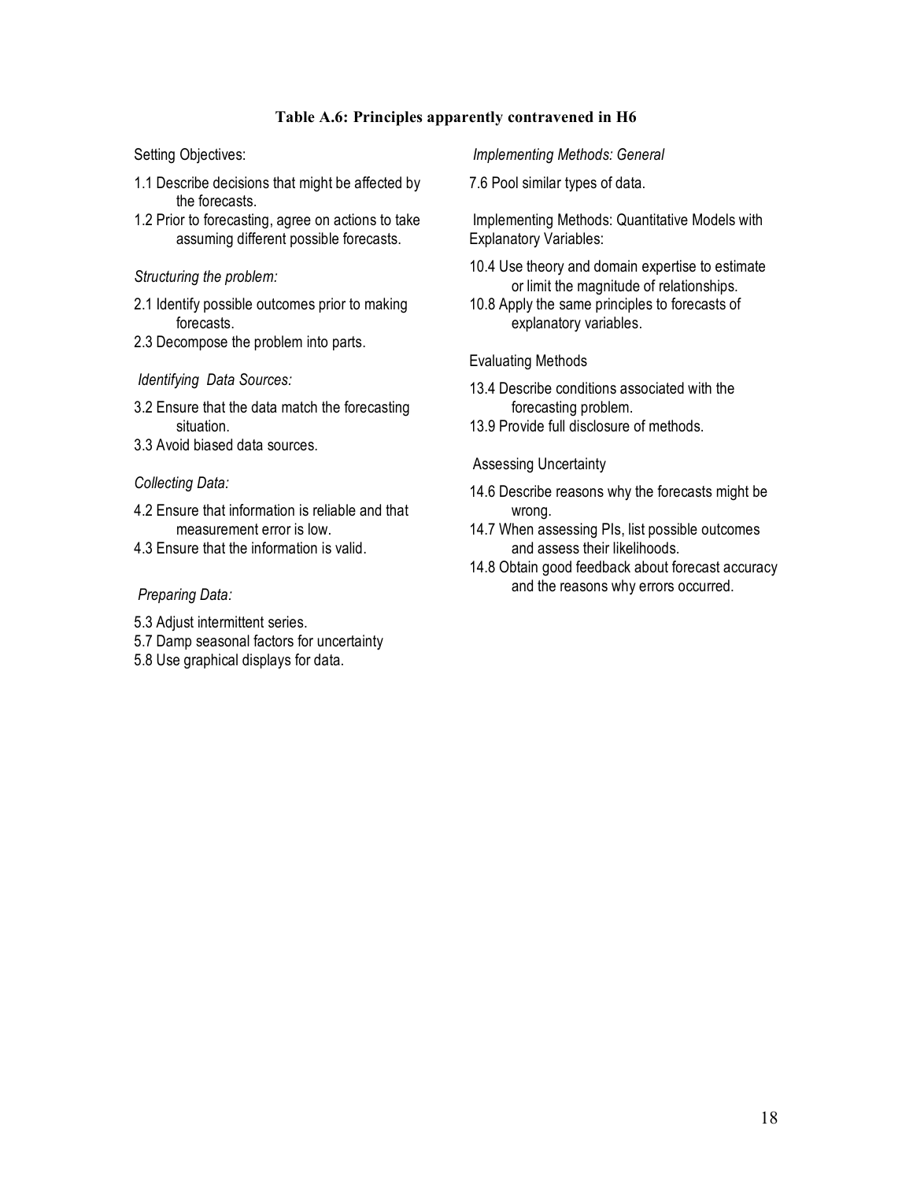**Table A.6: Principles apparently contravened in H6**

Setting Objectives:

1.1 Describe decisions that might be affected by the forecasts.
1.2 Prior to forecasting, agree on actions to take assuming different possible forecasts.

*Structuring the problem:*

2.1 Identify possible outcomes prior to making forecasts.
2.3 Decompose the problem into parts.

*Identifying Data Sources:*

3.2 Ensure that the data match the forecasting situation.
3.3 Avoid biased data sources.

*Collecting Data:*

4.2 Ensure that information is reliable and that measurement error is low.
4.3 Ensure that the information is valid.

*Preparing Data:*

5.3 Adjust intermittent series.
5.7 Damp seasonal factors for uncertainty
5.8 Use graphical displays for data.

*Implementing Methods: General*

7.6 Pool similar types of data.

Implementing Methods: Quantitative Models with Explanatory Variables:

10.4 Use theory and domain expertise to estimate or limit the magnitude of relationships.
10.8 Apply the same principles to forecasts of explanatory variables.

Evaluating Methods

13.4 Describe conditions associated with the forecasting problem.
13.9 Provide full disclosure of methods.

Assessing Uncertainty

14.6 Describe reasons why the forecasts might be wrong.
14.7 When assessing PIs, list possible outcomes and assess their likelihoods.
14.8 Obtain good feedback about forecast accuracy and the reasons why errors occurred.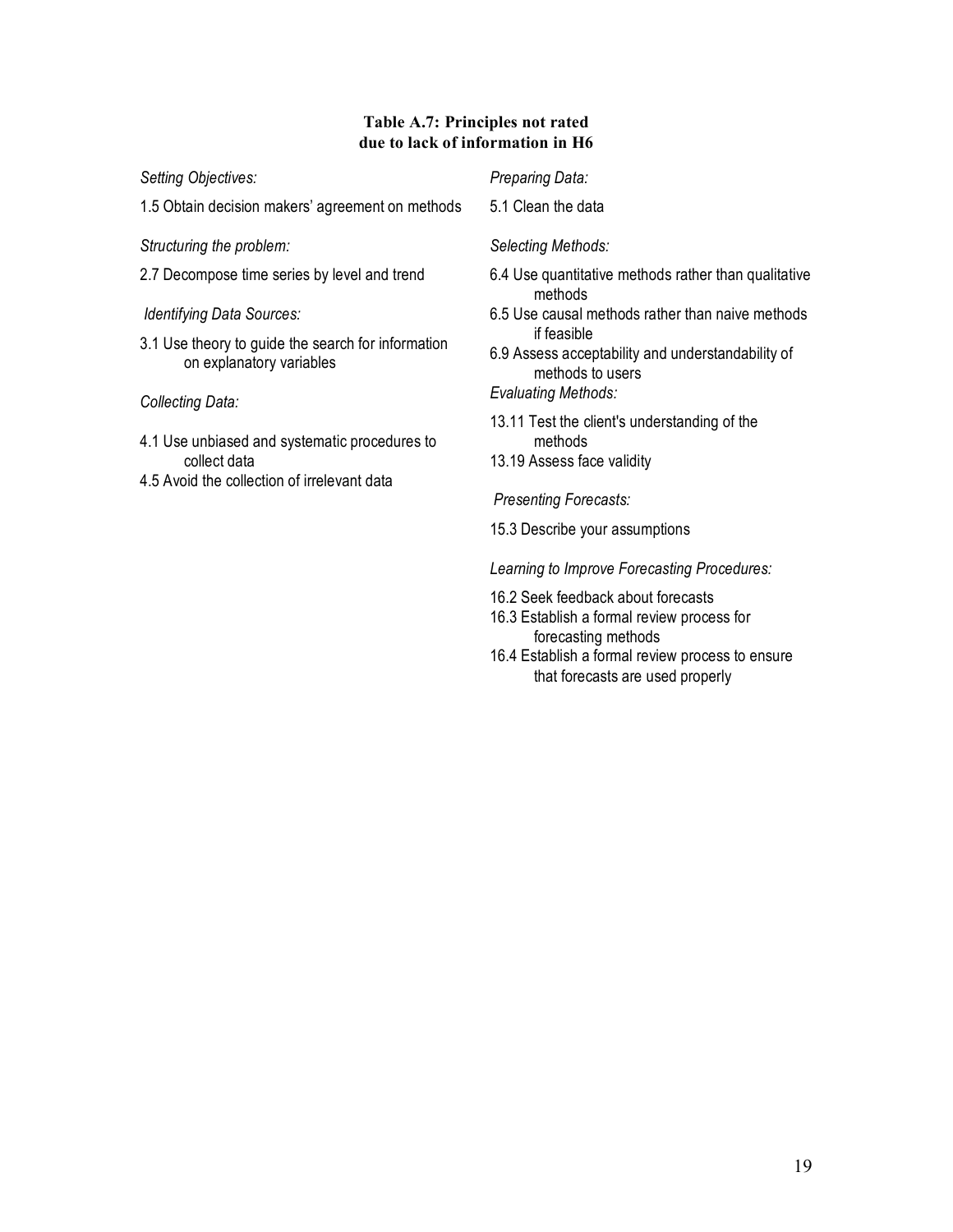**Table A.7: Principles not rated due to lack of information in H6**

*Setting Objectives:*

1.5 Obtain decision makers' agreement on methods

*Structuring the problem:*

2.7 Decompose time series by level and trend

*Identifying Data Sources:*

3.1 Use theory to guide the search for information on explanatory variables

*Collecting Data:*

4.1 Use unbiased and systematic procedures to collect data
4.5 Avoid the collection of irrelevant data

*Preparing Data:*

5.1 Clean the data

*Selecting Methods:*

6.4 Use quantitative methods rather than qualitative methods
6.5 Use causal methods rather than naive methods if feasible
6.9 Assess acceptability and understandability of methods to users

*Evaluating Methods:*

13.11 Test the client's understanding of the methods
13.19 Assess face validity

*Presenting Forecasts:*

15.3 Describe your assumptions

*Learning to Improve Forecasting Procedures:*

16.2 Seek feedback about forecasts
16.3 Establish a formal review process for forecasting methods
16.4 Establish a formal review process to ensure that forecasts are used properly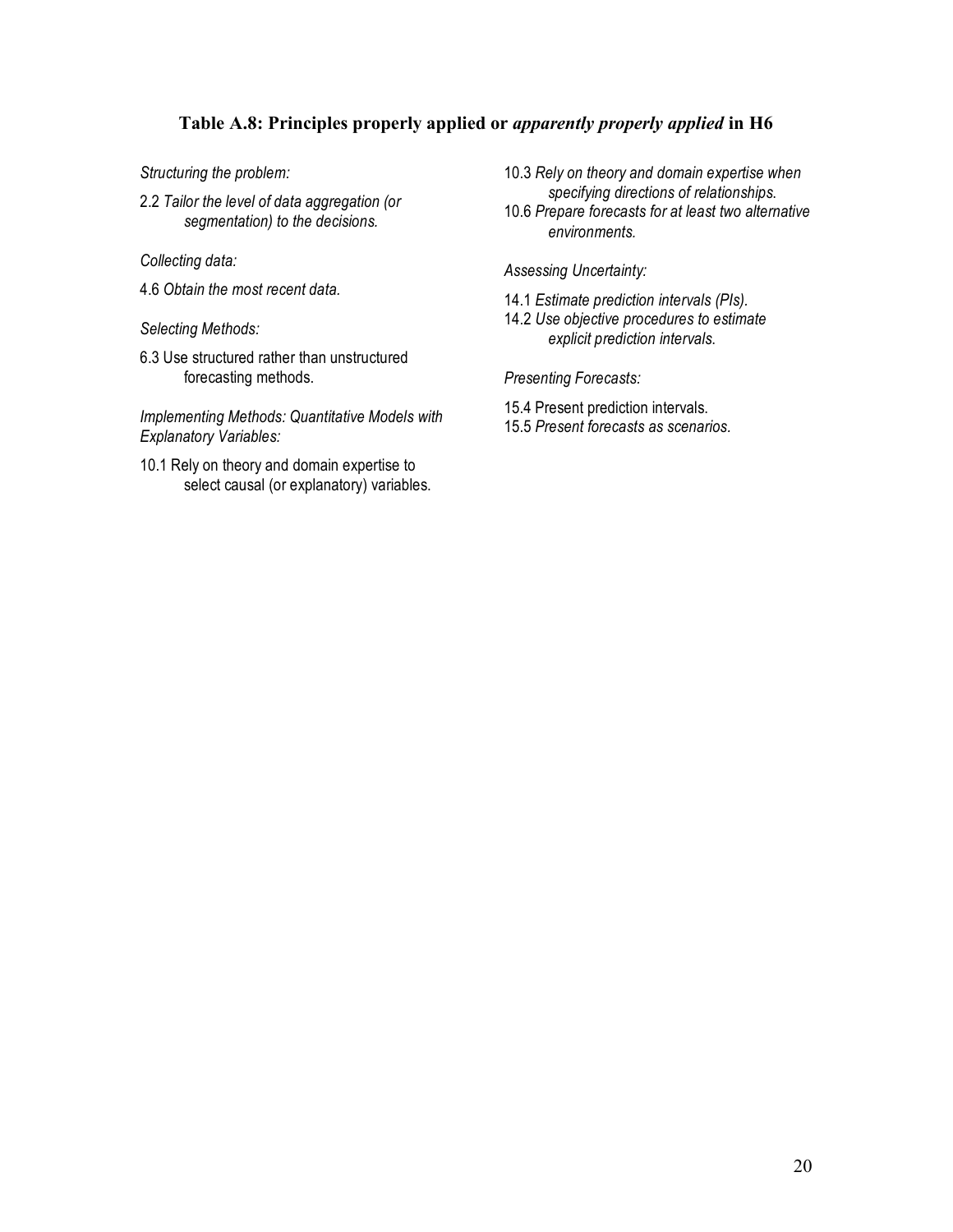### Table A.8: Principles properly applied or *apparently properly applied* in H6

*Structuring the problem:*

2.2 *Tailor the level of data aggregation (or segmentation) to the decisions.*

*Collecting data:*

4.6 *Obtain the most recent data.*

*Selecting Methods:*

6.3 Use structured rather than unstructured forecasting methods.

*Implementing Methods: Quantitative Models with Explanatory Variables:*

10.1 Rely on theory and domain expertise to select causal (or explanatory) variables.

10.3 *Rely on theory and domain expertise when specifying directions of relationships.*

10.6 *Prepare forecasts for at least two alternative environments.*

*Assessing Uncertainty:*

14.1 *Estimate prediction intervals (PIs).*

14.2 *Use objective procedures to estimate explicit prediction intervals.*

*Presenting Forecasts:*

15.4 Present prediction intervals.

15.5 *Present forecasts as scenarios.*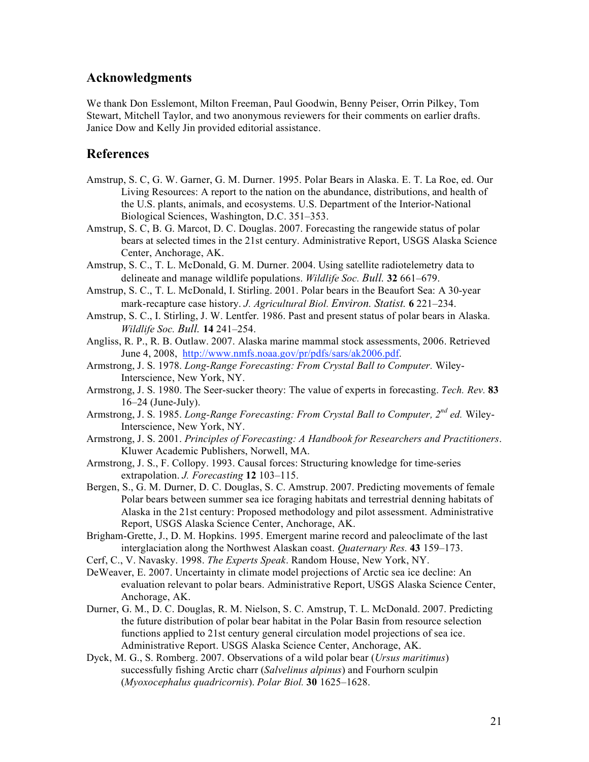## Acknowledgments

We thank Don Esslemont, Milton Freeman, Paul Goodwin, Benny Peiser, Orrin Pilkey, Tom Stewart, Mitchell Taylor, and two anonymous reviewers for their comments on earlier drafts. Janice Dow and Kelly Jin provided editorial assistance.

## References

Amstrup, S. C, G. W. Garner, G. M. Durner. 1995. Polar Bears in Alaska. E. T. La Roe, ed. Our Living Resources: A report to the nation on the abundance, distributions, and health of the U.S. plants, animals, and ecosystems. U.S. Department of the Interior-National Biological Sciences, Washington, D.C. 351–353.

Amstrup, S. C, B. G. Marcot, D. C. Douglas. 2007. Forecasting the rangewide status of polar bears at selected times in the 21st century. Administrative Report, USGS Alaska Science Center, Anchorage, AK.

Amstrup, S. C., T. L. McDonald, G. M. Durner. 2004. Using satellite radiotelemetry data to delineate and manage wildlife populations. *Wildlife Soc. Bull.* **32** 661–679.

Amstrup, S. C., T. L. McDonald, I. Stirling. 2001. Polar bears in the Beaufort Sea: A 30-year mark-recapture case history. *J. Agricultural Biol. Environ. Statist.* **6** 221–234.

Amstrup, S. C., I. Stirling, J. W. Lentfer. 1986. Past and present status of polar bears in Alaska. *Wildlife Soc. Bull.* **14** 241–254.

Angliss, R. P., R. B. Outlaw. 2007. Alaska marine mammal stock assessments, 2006. Retrieved June 4, 2008, http://www.nmfs.noaa.gov/pr/pdfs/sars/ak2006.pdf.

Armstrong, J. S. 1978. *Long-Range Forecasting: From Crystal Ball to Computer.* Wiley-Interscience, New York, NY.

Armstrong, J. S. 1980. The Seer-sucker theory: The value of experts in forecasting. *Tech. Rev.* **83** 16–24 (June-July).

Armstrong, J. S. 1985. *Long-Range Forecasting: From Crystal Ball to Computer, 2nd ed.* Wiley-Interscience, New York, NY.

Armstrong, J. S. 2001. *Principles of Forecasting: A Handbook for Researchers and Practitioners*. Kluwer Academic Publishers, Norwell, MA.

Armstrong, J. S., F. Collopy. 1993. Causal forces: Structuring knowledge for time-series extrapolation. *J. Forecasting* **12** 103–115.

Bergen, S., G. M. Durner, D. C. Douglas, S. C. Amstrup. 2007. Predicting movements of female Polar bears between summer sea ice foraging habitats and terrestrial denning habitats of Alaska in the 21st century: Proposed methodology and pilot assessment. Administrative Report, USGS Alaska Science Center, Anchorage, AK.

Brigham-Grette, J., D. M. Hopkins. 1995. Emergent marine record and paleoclimate of the last interglaciation along the Northwest Alaskan coast. *Quaternary Res.* **43** 159–173.

Cerf, C., V. Navasky. 1998. *The Experts Speak*. Random House, New York, NY.

DeWeaver, E. 2007. Uncertainty in climate model projections of Arctic sea ice decline: An evaluation relevant to polar bears. Administrative Report, USGS Alaska Science Center, Anchorage, AK.

Durner, G. M., D. C. Douglas, R. M. Nielson, S. C. Amstrup, T. L. McDonald. 2007. Predicting the future distribution of polar bear habitat in the Polar Basin from resource selection functions applied to 21st century general circulation model projections of sea ice. Administrative Report. USGS Alaska Science Center, Anchorage, AK.

Dyck, M. G., S. Romberg. 2007. Observations of a wild polar bear (*Ursus maritimus*) successfully fishing Arctic charr (*Salvelinus alpinus*) and Fourhorn sculpin (*Myoxocephalus quadricornis*). *Polar Biol.* **30** 1625–1628.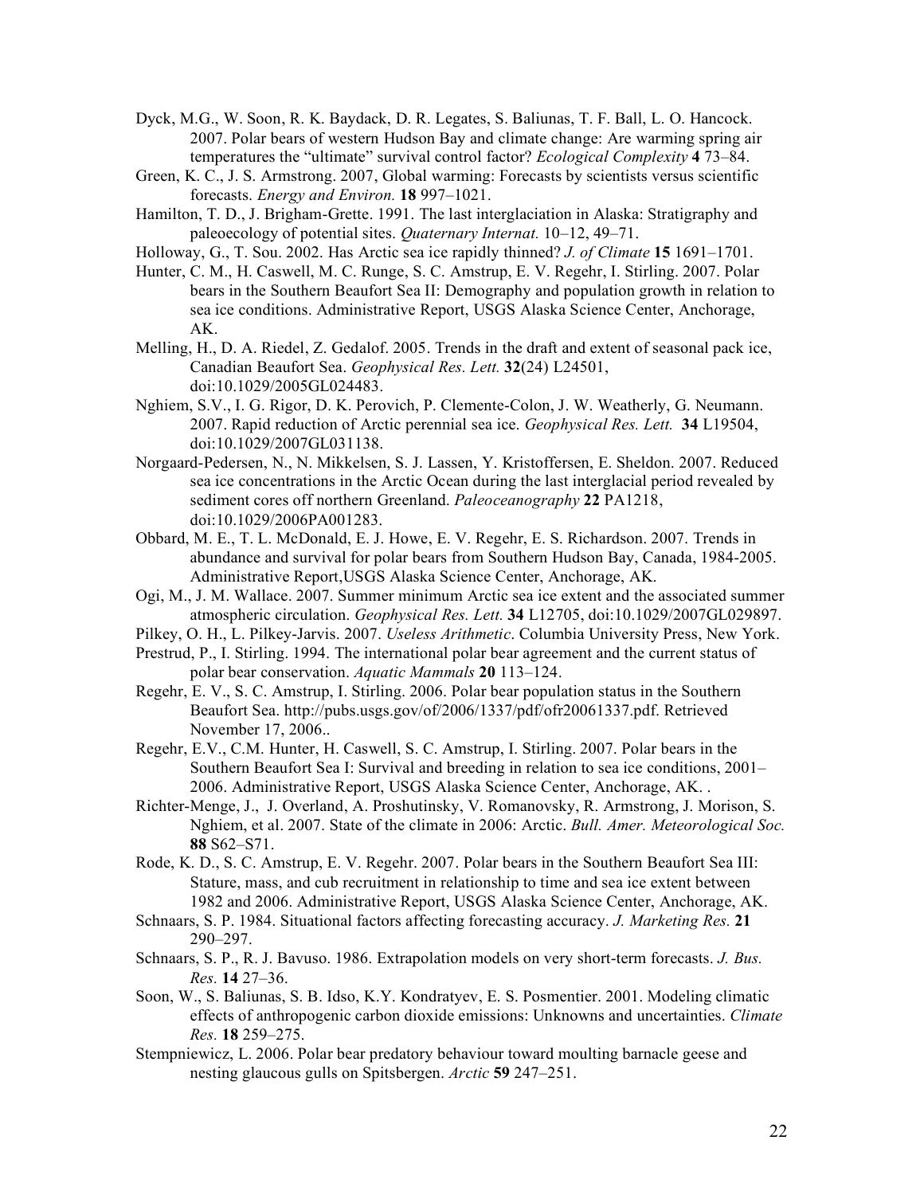Dyck, M.G., W. Soon, R. K. Baydack, D. R. Legates, S. Baliunas, T. F. Ball, L. O. Hancock. 2007. Polar bears of western Hudson Bay and climate change: Are warming spring air temperatures the "ultimate" survival control factor? *Ecological Complexity* **4** 73–84.

Green, K. C., J. S. Armstrong. 2007, Global warming: Forecasts by scientists versus scientific forecasts. *Energy and Environ.* **18** 997–1021.

Hamilton, T. D., J. Brigham-Grette. 1991. The last interglaciation in Alaska: Stratigraphy and paleoecology of potential sites. *Quaternary Internat.* 10–12, 49–71.

Holloway, G., T. Sou. 2002. Has Arctic sea ice rapidly thinned? *J. of Climate* **15** 1691–1701.

Hunter, C. M., H. Caswell, M. C. Runge, S. C. Amstrup, E. V. Regehr, I. Stirling. 2007. Polar bears in the Southern Beaufort Sea II: Demography and population growth in relation to sea ice conditions. Administrative Report, USGS Alaska Science Center, Anchorage, AK.

Melling, H., D. A. Riedel, Z. Gedalof. 2005. Trends in the draft and extent of seasonal pack ice, Canadian Beaufort Sea. *Geophysical Res. Lett.* **32**(24) L24501, doi:10.1029/2005GL024483.

Nghiem, S.V., I. G. Rigor, D. K. Perovich, P. Clemente-Colon, J. W. Weatherly, G. Neumann. 2007. Rapid reduction of Arctic perennial sea ice. *Geophysical Res. Lett.* **34** L19504, doi:10.1029/2007GL031138.

Norgaard-Pedersen, N., N. Mikkelsen, S. J. Lassen, Y. Kristoffersen, E. Sheldon. 2007. Reduced sea ice concentrations in the Arctic Ocean during the last interglacial period revealed by sediment cores off northern Greenland. *Paleoceanography* **22** PA1218, doi:10.1029/2006PA001283.

Obbard, M. E., T. L. McDonald, E. J. Howe, E. V. Regehr, E. S. Richardson. 2007. Trends in abundance and survival for polar bears from Southern Hudson Bay, Canada, 1984-2005. Administrative Report,USGS Alaska Science Center, Anchorage, AK.

Ogi, M., J. M. Wallace. 2007. Summer minimum Arctic sea ice extent and the associated summer atmospheric circulation. *Geophysical Res. Lett.* **34** L12705, doi:10.1029/2007GL029897.

Pilkey, O. H., L. Pilkey-Jarvis. 2007. *Useless Arithmetic*. Columbia University Press, New York.

Prestrud, P., I. Stirling. 1994. The international polar bear agreement and the current status of polar bear conservation. *Aquatic Mammals* **20** 113–124.

Regehr, E. V., S. C. Amstrup, I. Stirling. 2006. Polar bear population status in the Southern Beaufort Sea. http://pubs.usgs.gov/of/2006/1337/pdf/ofr20061337.pdf. Retrieved November 17, 2006..

Regehr, E.V., C.M. Hunter, H. Caswell, S. C. Amstrup, I. Stirling. 2007. Polar bears in the Southern Beaufort Sea I: Survival and breeding in relation to sea ice conditions, 2001–2006. Administrative Report, USGS Alaska Science Center, Anchorage, AK. .

Richter-Menge, J., J. Overland, A. Proshutinsky, V. Romanovsky, R. Armstrong, J. Morison, S. Nghiem, et al. 2007. State of the climate in 2006: Arctic. *Bull. Amer. Meteorological Soc.* **88** S62–S71.

Rode, K. D., S. C. Amstrup, E. V. Regehr. 2007. Polar bears in the Southern Beaufort Sea III: Stature, mass, and cub recruitment in relationship to time and sea ice extent between 1982 and 2006. Administrative Report, USGS Alaska Science Center, Anchorage, AK.

Schnaars, S. P. 1984. Situational factors affecting forecasting accuracy. *J. Marketing Res.* **21** 290–297.

Schnaars, S. P., R. J. Bavuso. 1986. Extrapolation models on very short-term forecasts. *J. Bus. Res.* **14** 27–36.

Soon, W., S. Baliunas, S. B. Idso, K.Y. Kondratyev, E. S. Posmentier. 2001. Modeling climatic effects of anthropogenic carbon dioxide emissions: Unknowns and uncertainties. *Climate Res.* **18** 259–275.

Stempniewicz, L. 2006. Polar bear predatory behaviour toward moulting barnacle geese and nesting glaucous gulls on Spitsbergen. *Arctic* **59** 247–251.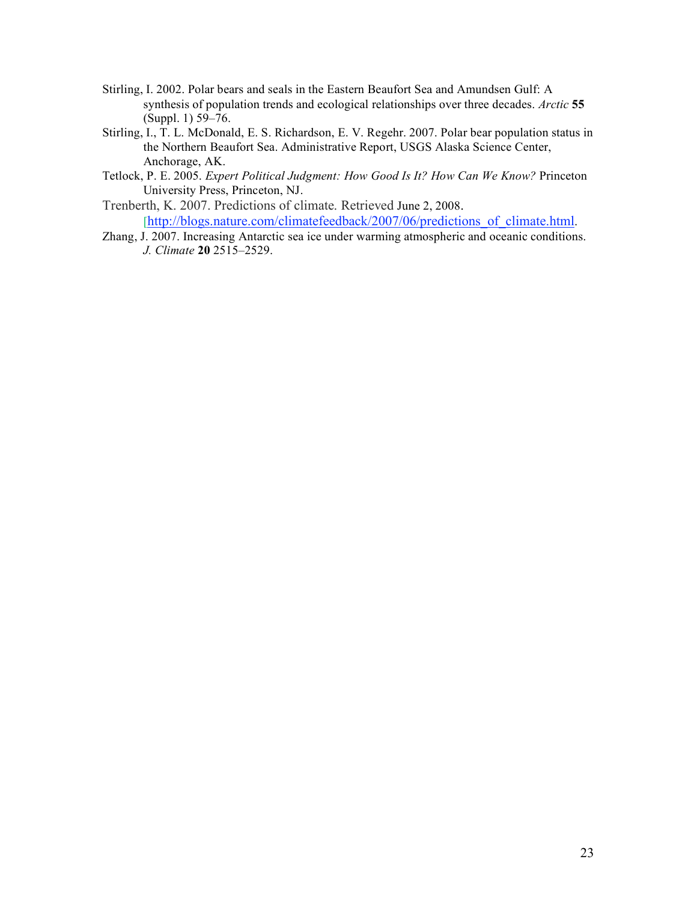Stirling, I. 2002. Polar bears and seals in the Eastern Beaufort Sea and Amundsen Gulf: A synthesis of population trends and ecological relationships over three decades. *Arctic* **55** (Suppl. 1) 59–76.

Stirling, I., T. L. McDonald, E. S. Richardson, E. V. Regehr. 2007. Polar bear population status in the Northern Beaufort Sea. Administrative Report, USGS Alaska Science Center, Anchorage, AK.

Tetlock, P. E. 2005. *Expert Political Judgment: How Good Is It? How Can We Know?* Princeton University Press, Princeton, NJ.

Trenberth, K. 2007. Predictions of climate. Retrieved June 2, 2008. [http://blogs.nature.com/climatefeedback/2007/06/predictions_of_climate.html.

Zhang, J. 2007. Increasing Antarctic sea ice under warming atmospheric and oceanic conditions. *J. Climate* **20** 2515–2529.